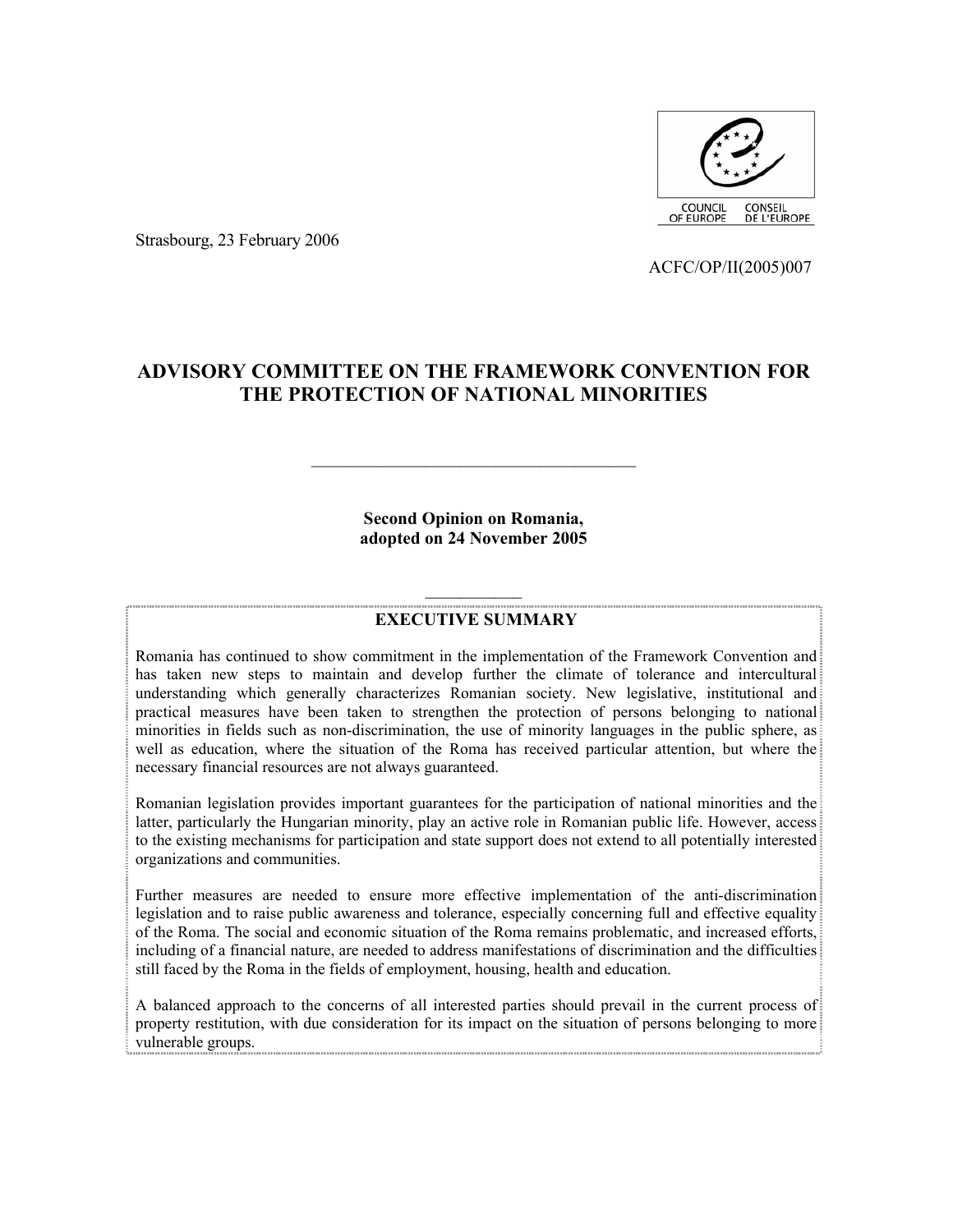Strasbourg, 23 February 2006

ACFC/OP/II(2005)007

# ADVISORY COMMITTEE ON THE FRAMEWORK CONVENTION FOR THE PROTECTION OF NATIONAL MINORITIES

---

**Second Opinion on Romania, adopted on 24 November 2005**

---

## EXECUTIVE SUMMARY

Romania has continued to show commitment in the implementation of the Framework Convention and has taken new steps to maintain and develop further the climate of tolerance and intercultural understanding which generally characterizes Romanian society. New legislative, institutional and practical measures have been taken to strengthen the protection of persons belonging to national minorities in fields such as non-discrimination, the use of minority languages in the public sphere, as well as education, where the situation of the Roma has received particular attention, but where the necessary financial resources are not always guaranteed.

Romanian legislation provides important guarantees for the participation of national minorities and the latter, particularly the Hungarian minority, play an active role in Romanian public life. However, access to the existing mechanisms for participation and state support does not extend to all potentially interested organizations and communities.

Further measures are needed to ensure more effective implementation of the anti-discrimination legislation and to raise public awareness and tolerance, especially concerning full and effective equality of the Roma. The social and economic situation of the Roma remains problematic, and increased efforts, including of a financial nature, are needed to address manifestations of discrimination and the difficulties still faced by the Roma in the fields of employment, housing, health and education.

A balanced approach to the concerns of all interested parties should prevail in the current process of property restitution, with due consideration for its impact on the situation of persons belonging to more vulnerable groups.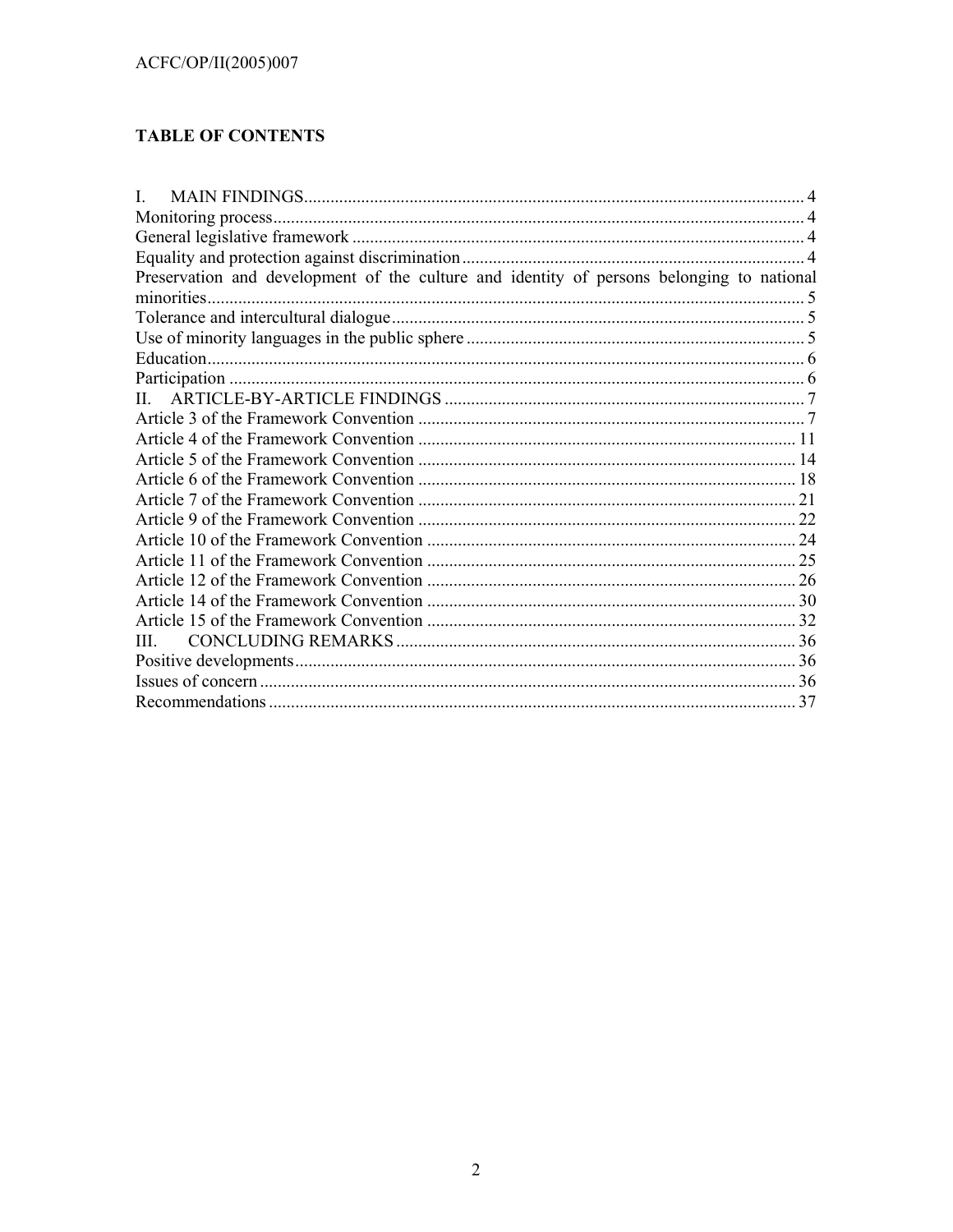## TABLE OF CONTENTS

I. MAIN FINDINGS ..... 4
Monitoring process ..... 4
General legislative framework ..... 4
Equality and protection against discrimination ..... 4
Preservation and development of the culture and identity of persons belonging to national minorities ..... 5
Tolerance and intercultural dialogue ..... 5
Use of minority languages in the public sphere ..... 5
Education ..... 6
Participation ..... 6
II. ARTICLE-BY-ARTICLE FINDINGS ..... 7
Article 3 of the Framework Convention ..... 7
Article 4 of the Framework Convention ..... 11
Article 5 of the Framework Convention ..... 14
Article 6 of the Framework Convention ..... 18
Article 7 of the Framework Convention ..... 21
Article 9 of the Framework Convention ..... 22
Article 10 of the Framework Convention ..... 24
Article 11 of the Framework Convention ..... 25
Article 12 of the Framework Convention ..... 26
Article 14 of the Framework Convention ..... 30
Article 15 of the Framework Convention ..... 32
III. CONCLUDING REMARKS ..... 36
Positive developments ..... 36
Issues of concern ..... 36
Recommendations ..... 37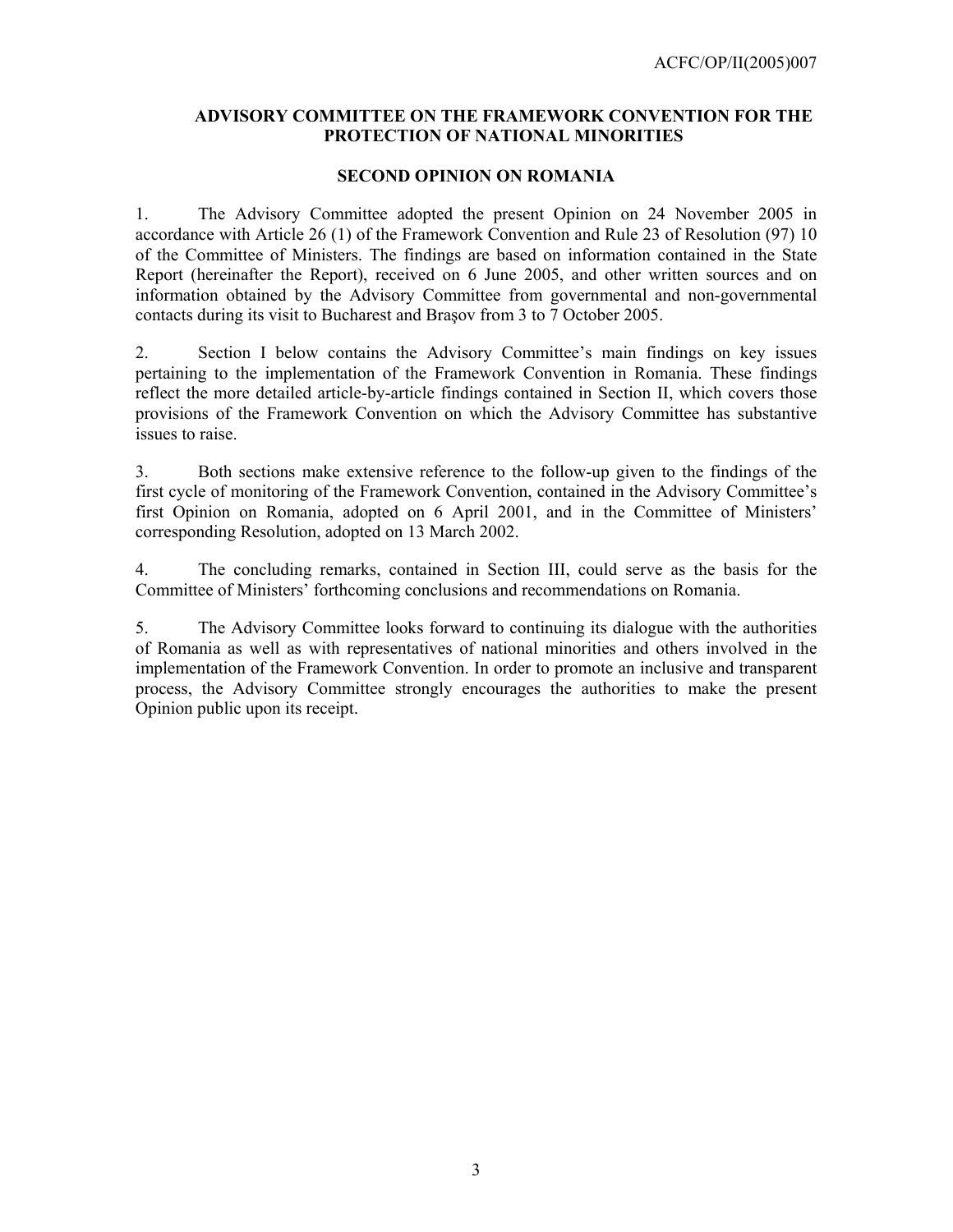## ADVISORY COMMITTEE ON THE FRAMEWORK CONVENTION FOR THE PROTECTION OF NATIONAL MINORITIES

## SECOND OPINION ON ROMANIA

1. The Advisory Committee adopted the present Opinion on 24 November 2005 in accordance with Article 26 (1) of the Framework Convention and Rule 23 of Resolution (97) 10 of the Committee of Ministers. The findings are based on information contained in the State Report (hereinafter the Report), received on 6 June 2005, and other written sources and on information obtained by the Advisory Committee from governmental and non-governmental contacts during its visit to Bucharest and Braşov from 3 to 7 October 2005.

2. Section I below contains the Advisory Committee's main findings on key issues pertaining to the implementation of the Framework Convention in Romania. These findings reflect the more detailed article-by-article findings contained in Section II, which covers those provisions of the Framework Convention on which the Advisory Committee has substantive issues to raise.

3. Both sections make extensive reference to the follow-up given to the findings of the first cycle of monitoring of the Framework Convention, contained in the Advisory Committee's first Opinion on Romania, adopted on 6 April 2001, and in the Committee of Ministers' corresponding Resolution, adopted on 13 March 2002.

4. The concluding remarks, contained in Section III, could serve as the basis for the Committee of Ministers' forthcoming conclusions and recommendations on Romania.

5. The Advisory Committee looks forward to continuing its dialogue with the authorities of Romania as well as with representatives of national minorities and others involved in the implementation of the Framework Convention. In order to promote an inclusive and transparent process, the Advisory Committee strongly encourages the authorities to make the present Opinion public upon its receipt.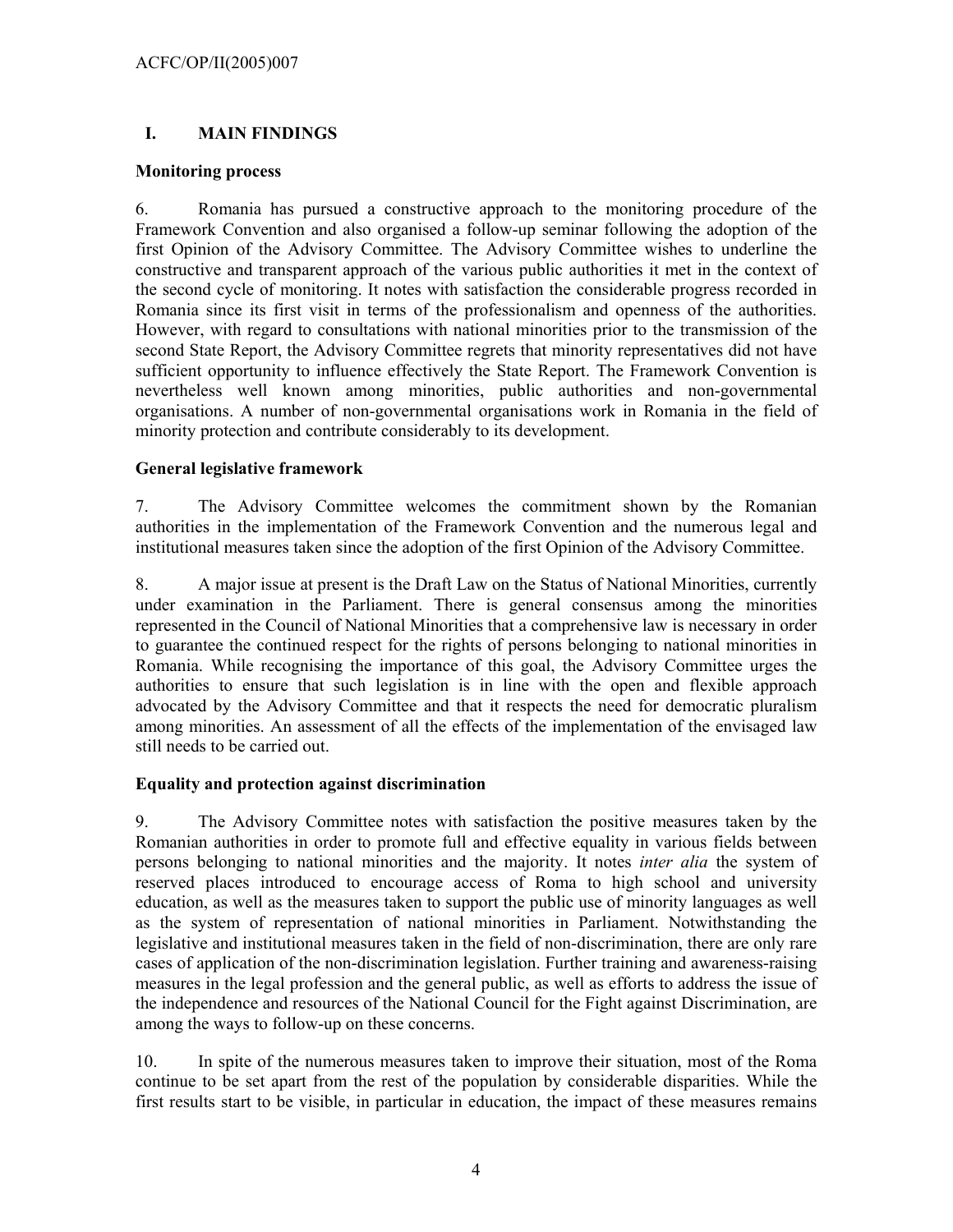## I. MAIN FINDINGS

### Monitoring process

6. Romania has pursued a constructive approach to the monitoring procedure of the Framework Convention and also organised a follow-up seminar following the adoption of the first Opinion of the Advisory Committee. The Advisory Committee wishes to underline the constructive and transparent approach of the various public authorities it met in the context of the second cycle of monitoring. It notes with satisfaction the considerable progress recorded in Romania since its first visit in terms of the professionalism and openness of the authorities. However, with regard to consultations with national minorities prior to the transmission of the second State Report, the Advisory Committee regrets that minority representatives did not have sufficient opportunity to influence effectively the State Report. The Framework Convention is nevertheless well known among minorities, public authorities and non-governmental organisations. A number of non-governmental organisations work in Romania in the field of minority protection and contribute considerably to its development.

### General legislative framework

7. The Advisory Committee welcomes the commitment shown by the Romanian authorities in the implementation of the Framework Convention and the numerous legal and institutional measures taken since the adoption of the first Opinion of the Advisory Committee.

8. A major issue at present is the Draft Law on the Status of National Minorities, currently under examination in the Parliament. There is general consensus among the minorities represented in the Council of National Minorities that a comprehensive law is necessary in order to guarantee the continued respect for the rights of persons belonging to national minorities in Romania. While recognising the importance of this goal, the Advisory Committee urges the authorities to ensure that such legislation is in line with the open and flexible approach advocated by the Advisory Committee and that it respects the need for democratic pluralism among minorities. An assessment of all the effects of the implementation of the envisaged law still needs to be carried out.

### Equality and protection against discrimination

9. The Advisory Committee notes with satisfaction the positive measures taken by the Romanian authorities in order to promote full and effective equality in various fields between persons belonging to national minorities and the majority. It notes *inter alia* the system of reserved places introduced to encourage access of Roma to high school and university education, as well as the measures taken to support the public use of minority languages as well as the system of representation of national minorities in Parliament. Notwithstanding the legislative and institutional measures taken in the field of non-discrimination, there are only rare cases of application of the non-discrimination legislation. Further training and awareness-raising measures in the legal profession and the general public, as well as efforts to address the issue of the independence and resources of the National Council for the Fight against Discrimination, are among the ways to follow-up on these concerns.

10. In spite of the numerous measures taken to improve their situation, most of the Roma continue to be set apart from the rest of the population by considerable disparities. While the first results start to be visible, in particular in education, the impact of these measures remains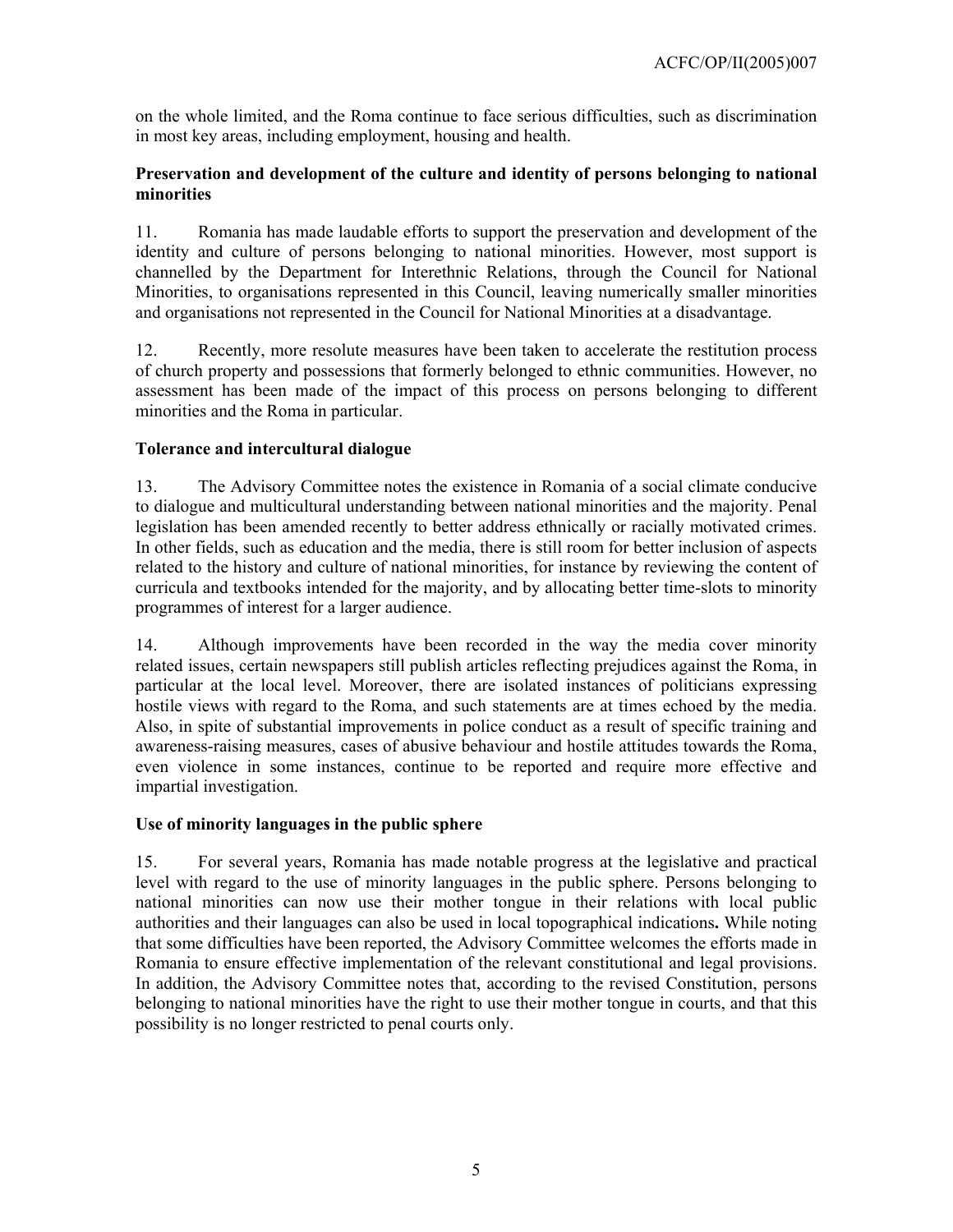on the whole limited, and the Roma continue to face serious difficulties, such as discrimination in most key areas, including employment, housing and health.

**Preservation and development of the culture and identity of persons belonging to national minorities**

11. Romania has made laudable efforts to support the preservation and development of the identity and culture of persons belonging to national minorities. However, most support is channelled by the Department for Interethnic Relations, through the Council for National Minorities, to organisations represented in this Council, leaving numerically smaller minorities and organisations not represented in the Council for National Minorities at a disadvantage.

12. Recently, more resolute measures have been taken to accelerate the restitution process of church property and possessions that formerly belonged to ethnic communities. However, no assessment has been made of the impact of this process on persons belonging to different minorities and the Roma in particular.

**Tolerance and intercultural dialogue**

13. The Advisory Committee notes the existence in Romania of a social climate conducive to dialogue and multicultural understanding between national minorities and the majority. Penal legislation has been amended recently to better address ethnically or racially motivated crimes. In other fields, such as education and the media, there is still room for better inclusion of aspects related to the history and culture of national minorities, for instance by reviewing the content of curricula and textbooks intended for the majority, and by allocating better time-slots to minority programmes of interest for a larger audience.

14. Although improvements have been recorded in the way the media cover minority related issues, certain newspapers still publish articles reflecting prejudices against the Roma, in particular at the local level. Moreover, there are isolated instances of politicians expressing hostile views with regard to the Roma, and such statements are at times echoed by the media. Also, in spite of substantial improvements in police conduct as a result of specific training and awareness-raising measures, cases of abusive behaviour and hostile attitudes towards the Roma, even violence in some instances, continue to be reported and require more effective and impartial investigation.

**Use of minority languages in the public sphere**

15. For several years, Romania has made notable progress at the legislative and practical level with regard to the use of minority languages in the public sphere. Persons belonging to national minorities can now use their mother tongue in their relations with local public authorities and their languages can also be used in local topographical indications**.** While noting that some difficulties have been reported, the Advisory Committee welcomes the efforts made in Romania to ensure effective implementation of the relevant constitutional and legal provisions. In addition, the Advisory Committee notes that, according to the revised Constitution, persons belonging to national minorities have the right to use their mother tongue in courts, and that this possibility is no longer restricted to penal courts only.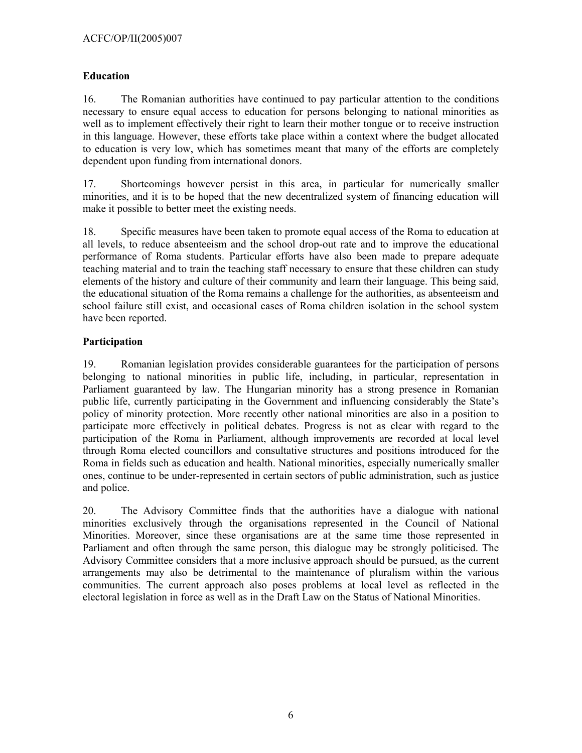**Education**

16. The Romanian authorities have continued to pay particular attention to the conditions necessary to ensure equal access to education for persons belonging to national minorities as well as to implement effectively their right to learn their mother tongue or to receive instruction in this language. However, these efforts take place within a context where the budget allocated to education is very low, which has sometimes meant that many of the efforts are completely dependent upon funding from international donors.

17. Shortcomings however persist in this area, in particular for numerically smaller minorities, and it is to be hoped that the new decentralized system of financing education will make it possible to better meet the existing needs.

18. Specific measures have been taken to promote equal access of the Roma to education at all levels, to reduce absenteeism and the school drop-out rate and to improve the educational performance of Roma students. Particular efforts have also been made to prepare adequate teaching material and to train the teaching staff necessary to ensure that these children can study elements of the history and culture of their community and learn their language. This being said, the educational situation of the Roma remains a challenge for the authorities, as absenteeism and school failure still exist, and occasional cases of Roma children isolation in the school system have been reported.

**Participation**

19. Romanian legislation provides considerable guarantees for the participation of persons belonging to national minorities in public life, including, in particular, representation in Parliament guaranteed by law. The Hungarian minority has a strong presence in Romanian public life, currently participating in the Government and influencing considerably the State's policy of minority protection. More recently other national minorities are also in a position to participate more effectively in political debates. Progress is not as clear with regard to the participation of the Roma in Parliament, although improvements are recorded at local level through Roma elected councillors and consultative structures and positions introduced for the Roma in fields such as education and health. National minorities, especially numerically smaller ones, continue to be under-represented in certain sectors of public administration, such as justice and police.

20. The Advisory Committee finds that the authorities have a dialogue with national minorities exclusively through the organisations represented in the Council of National Minorities. Moreover, since these organisations are at the same time those represented in Parliament and often through the same person, this dialogue may be strongly politicised. The Advisory Committee considers that a more inclusive approach should be pursued, as the current arrangements may also be detrimental to the maintenance of pluralism within the various communities. The current approach also poses problems at local level as reflected in the electoral legislation in force as well as in the Draft Law on the Status of National Minorities.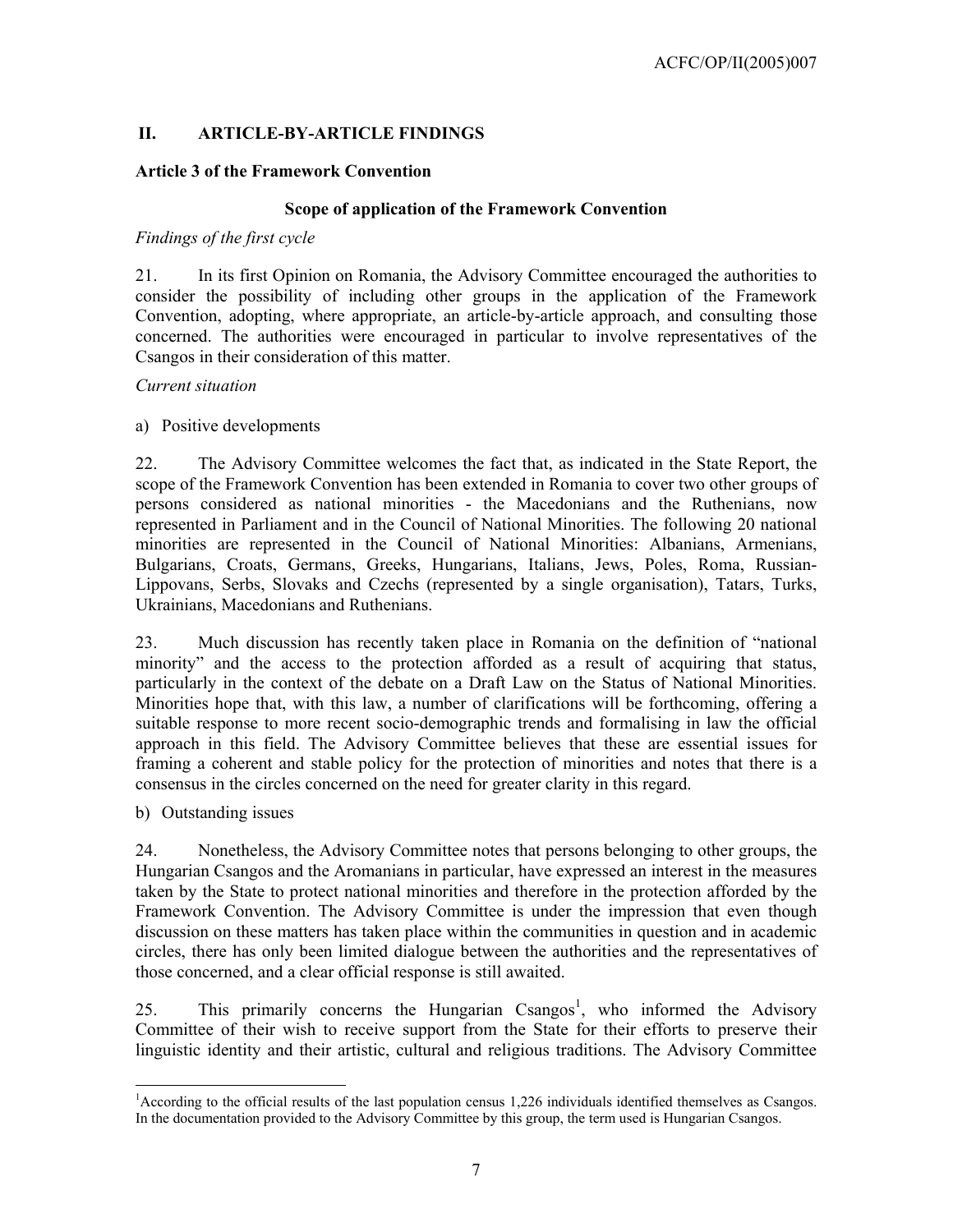## II. ARTICLE-BY-ARTICLE FINDINGS

### Article 3 of the Framework Convention

#### Scope of application of the Framework Convention

*Findings of the first cycle*

21. In its first Opinion on Romania, the Advisory Committee encouraged the authorities to consider the possibility of including other groups in the application of the Framework Convention, adopting, where appropriate, an article-by-article approach, and consulting those concerned. The authorities were encouraged in particular to involve representatives of the Csangos in their consideration of this matter.

*Current situation*

a) Positive developments

22. The Advisory Committee welcomes the fact that, as indicated in the State Report, the scope of the Framework Convention has been extended in Romania to cover two other groups of persons considered as national minorities - the Macedonians and the Ruthenians, now represented in Parliament and in the Council of National Minorities. The following 20 national minorities are represented in the Council of National Minorities: Albanians, Armenians, Bulgarians, Croats, Germans, Greeks, Hungarians, Italians, Jews, Poles, Roma, Russian-Lippovans, Serbs, Slovaks and Czechs (represented by a single organisation), Tatars, Turks, Ukrainians, Macedonians and Ruthenians.

23. Much discussion has recently taken place in Romania on the definition of "national minority" and the access to the protection afforded as a result of acquiring that status, particularly in the context of the debate on a Draft Law on the Status of National Minorities. Minorities hope that, with this law, a number of clarifications will be forthcoming, offering a suitable response to more recent socio-demographic trends and formalising in law the official approach in this field. The Advisory Committee believes that these are essential issues for framing a coherent and stable policy for the protection of minorities and notes that there is a consensus in the circles concerned on the need for greater clarity in this regard.

b) Outstanding issues

24. Nonetheless, the Advisory Committee notes that persons belonging to other groups, the Hungarian Csangos and the Aromanians in particular, have expressed an interest in the measures taken by the State to protect national minorities and therefore in the protection afforded by the Framework Convention. The Advisory Committee is under the impression that even though discussion on these matters has taken place within the communities in question and in academic circles, there has only been limited dialogue between the authorities and the representatives of those concerned, and a clear official response is still awaited.

25. This primarily concerns the Hungarian Csangos[1], who informed the Advisory Committee of their wish to receive support from the State for their efforts to preserve their linguistic identity and their artistic, cultural and religious traditions. The Advisory Committee

---

[1] According to the official results of the last population census 1,226 individuals identified themselves as Csangos. In the documentation provided to the Advisory Committee by this group, the term used is Hungarian Csangos.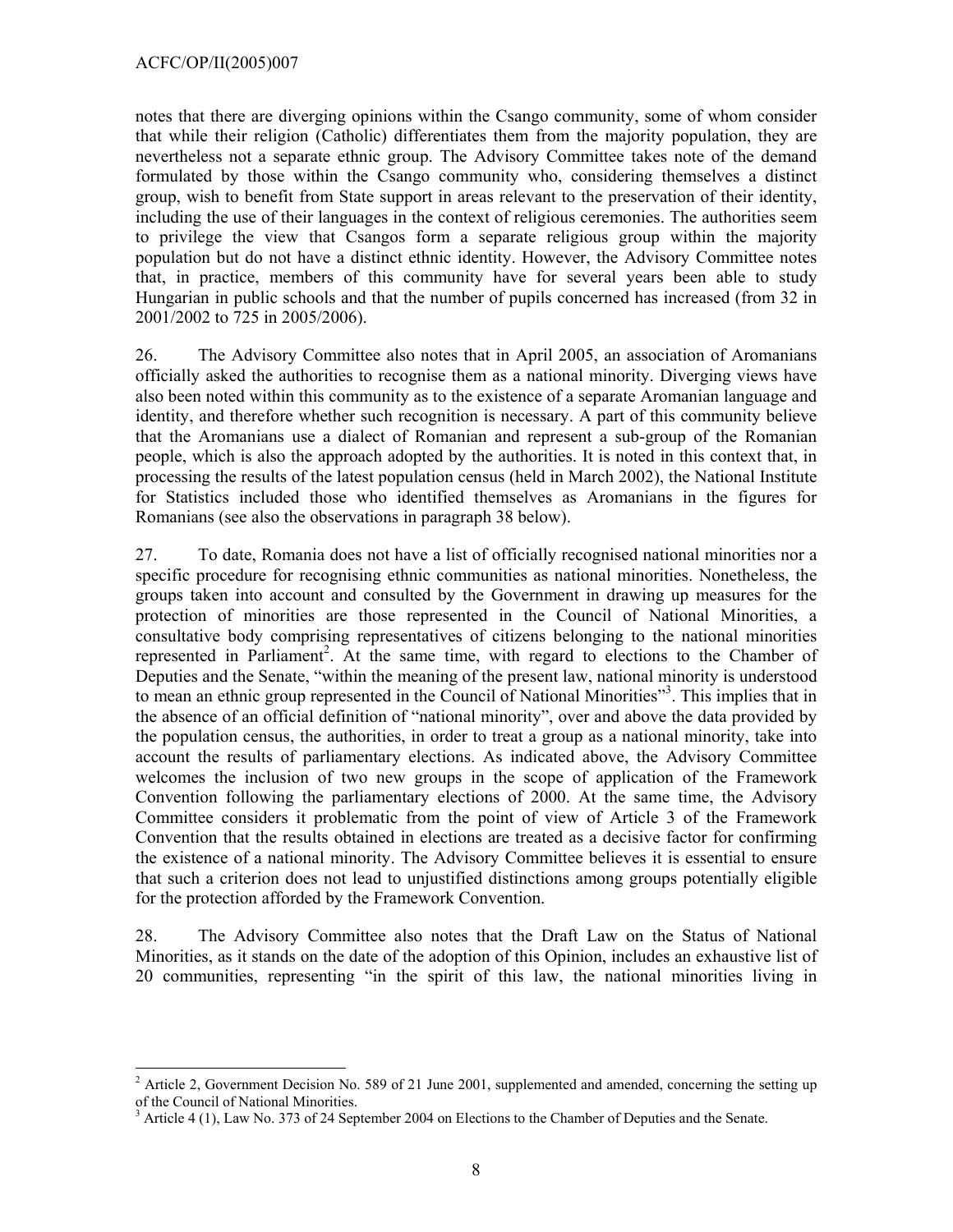notes that there are diverging opinions within the Csango community, some of whom consider that while their religion (Catholic) differentiates them from the majority population, they are nevertheless not a separate ethnic group. The Advisory Committee takes note of the demand formulated by those within the Csango community who, considering themselves a distinct group, wish to benefit from State support in areas relevant to the preservation of their identity, including the use of their languages in the context of religious ceremonies. The authorities seem to privilege the view that Csangos form a separate religious group within the majority population but do not have a distinct ethnic identity. However, the Advisory Committee notes that, in practice, members of this community have for several years been able to study Hungarian in public schools and that the number of pupils concerned has increased (from 32 in 2001/2002 to 725 in 2005/2006).

26. The Advisory Committee also notes that in April 2005, an association of Aromanians officially asked the authorities to recognise them as a national minority. Diverging views have also been noted within this community as to the existence of a separate Aromanian language and identity, and therefore whether such recognition is necessary. A part of this community believe that the Aromanians use a dialect of Romanian and represent a sub-group of the Romanian people, which is also the approach adopted by the authorities. It is noted in this context that, in processing the results of the latest population census (held in March 2002), the National Institute for Statistics included those who identified themselves as Aromanians in the figures for Romanians (see also the observations in paragraph 38 below).

27. To date, Romania does not have a list of officially recognised national minorities nor a specific procedure for recognising ethnic communities as national minorities. Nonetheless, the groups taken into account and consulted by the Government in drawing up measures for the protection of minorities are those represented in the Council of National Minorities, a consultative body comprising representatives of citizens belonging to the national minorities represented in Parliament[2]. At the same time, with regard to elections to the Chamber of Deputies and the Senate, "within the meaning of the present law, national minority is understood to mean an ethnic group represented in the Council of National Minorities"[3]. This implies that in the absence of an official definition of "national minority", over and above the data provided by the population census, the authorities, in order to treat a group as a national minority, take into account the results of parliamentary elections. As indicated above, the Advisory Committee welcomes the inclusion of two new groups in the scope of application of the Framework Convention following the parliamentary elections of 2000. At the same time, the Advisory Committee considers it problematic from the point of view of Article 3 of the Framework Convention that the results obtained in elections are treated as a decisive factor for confirming the existence of a national minority. The Advisory Committee believes it is essential to ensure that such a criterion does not lead to unjustified distinctions among groups potentially eligible for the protection afforded by the Framework Convention.

28. The Advisory Committee also notes that the Draft Law on the Status of National Minorities, as it stands on the date of the adoption of this Opinion, includes an exhaustive list of 20 communities, representing "in the spirit of this law, the national minorities living in

---

[2] Article 2, Government Decision No. 589 of 21 June 2001, supplemented and amended, concerning the setting up of the Council of National Minorities.

[3] Article 4 (1), Law No. 373 of 24 September 2004 on Elections to the Chamber of Deputies and the Senate.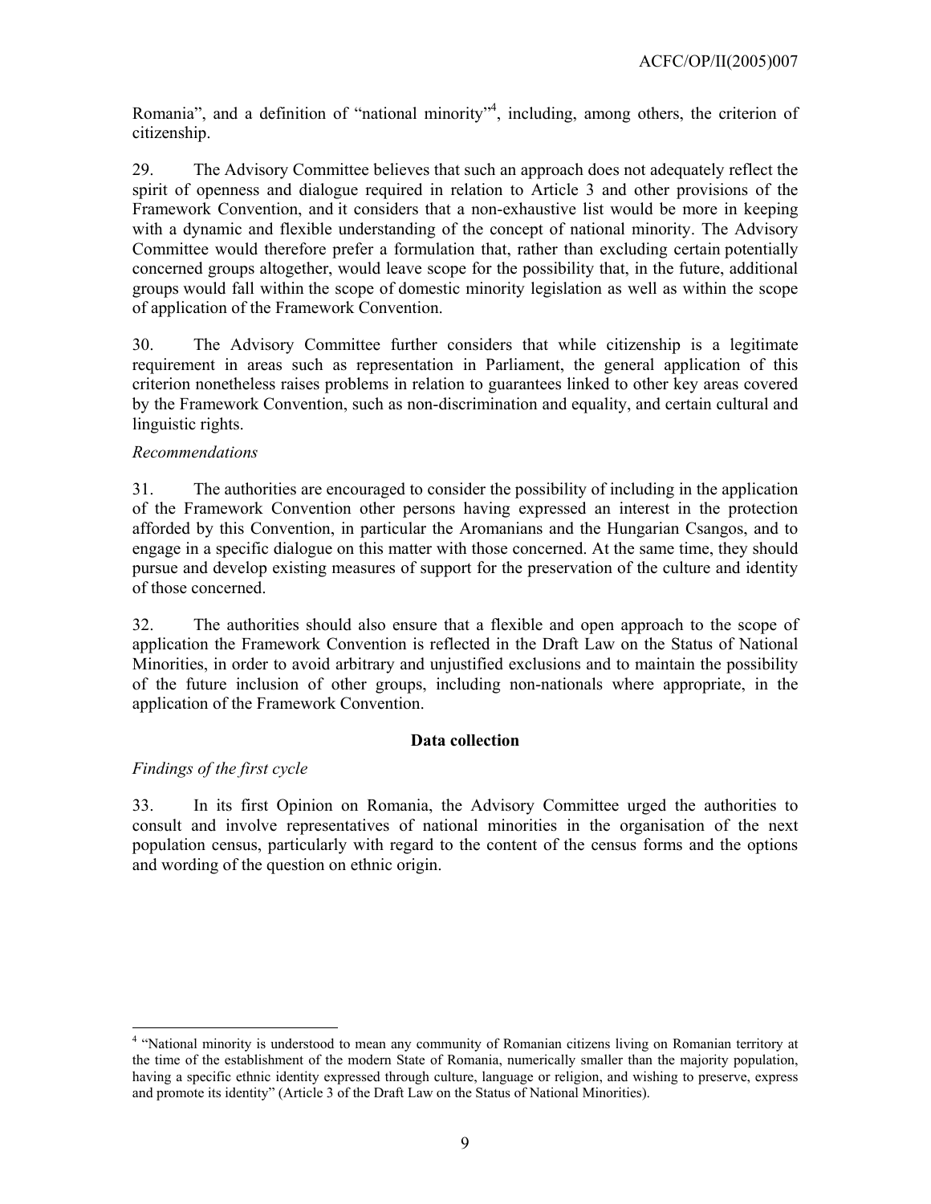Romania", and a definition of "national minority"[4], including, among others, the criterion of citizenship.

29. The Advisory Committee believes that such an approach does not adequately reflect the spirit of openness and dialogue required in relation to Article 3 and other provisions of the Framework Convention, and it considers that a non-exhaustive list would be more in keeping with a dynamic and flexible understanding of the concept of national minority. The Advisory Committee would therefore prefer a formulation that, rather than excluding certain potentially concerned groups altogether, would leave scope for the possibility that, in the future, additional groups would fall within the scope of domestic minority legislation as well as within the scope of application of the Framework Convention.

30. The Advisory Committee further considers that while citizenship is a legitimate requirement in areas such as representation in Parliament, the general application of this criterion nonetheless raises problems in relation to guarantees linked to other key areas covered by the Framework Convention, such as non-discrimination and equality, and certain cultural and linguistic rights.

*Recommendations*

31. The authorities are encouraged to consider the possibility of including in the application of the Framework Convention other persons having expressed an interest in the protection afforded by this Convention, in particular the Aromanians and the Hungarian Csangos, and to engage in a specific dialogue on this matter with those concerned. At the same time, they should pursue and develop existing measures of support for the preservation of the culture and identity of those concerned.

32. The authorities should also ensure that a flexible and open approach to the scope of application the Framework Convention is reflected in the Draft Law on the Status of National Minorities, in order to avoid arbitrary and unjustified exclusions and to maintain the possibility of the future inclusion of other groups, including non-nationals where appropriate, in the application of the Framework Convention.

**Data collection**

*Findings of the first cycle*

33. In its first Opinion on Romania, the Advisory Committee urged the authorities to consult and involve representatives of national minorities in the organisation of the next population census, particularly with regard to the content of the census forms and the options and wording of the question on ethnic origin.

---

[4] "National minority is understood to mean any community of Romanian citizens living on Romanian territory at the time of the establishment of the modern State of Romania, numerically smaller than the majority population, having a specific ethnic identity expressed through culture, language or religion, and wishing to preserve, express and promote its identity" (Article 3 of the Draft Law on the Status of National Minorities).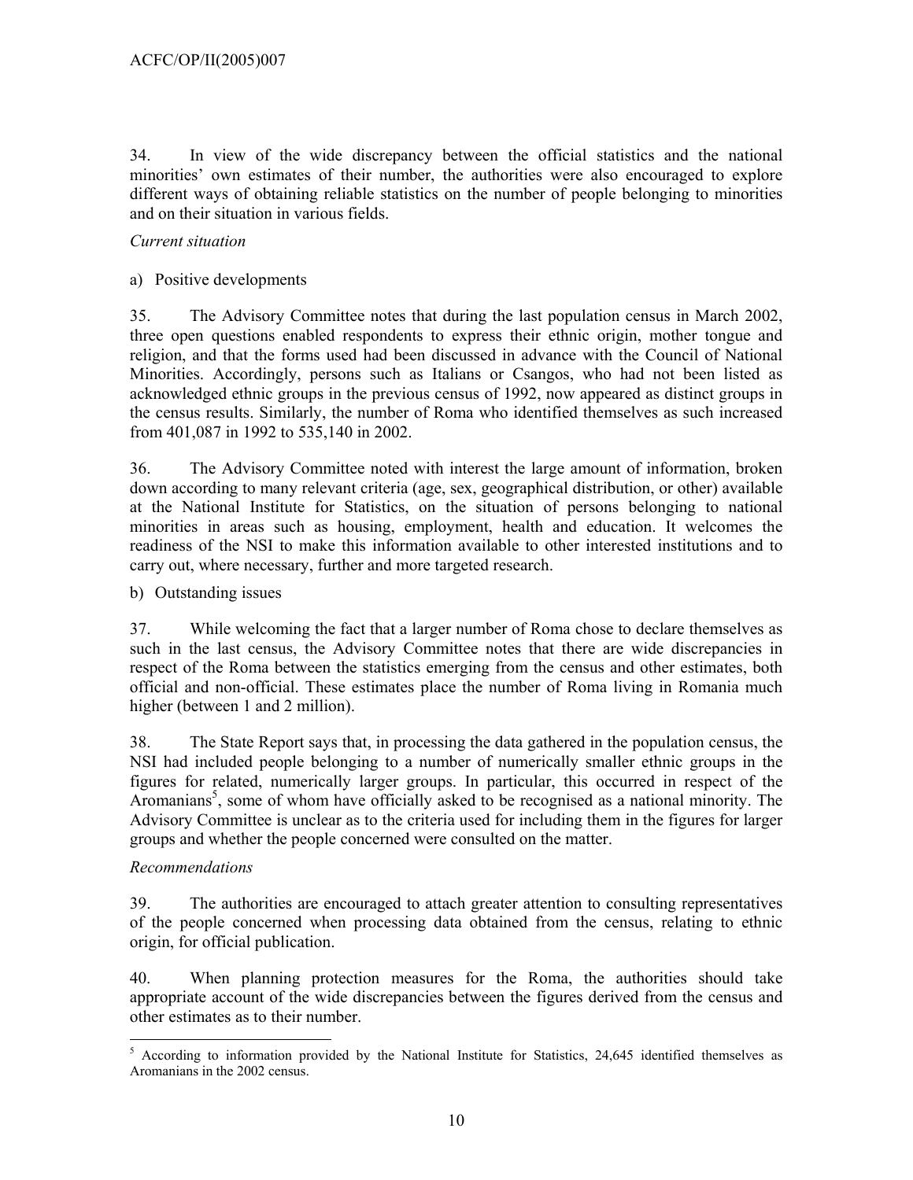34. In view of the wide discrepancy between the official statistics and the national minorities' own estimates of their number, the authorities were also encouraged to explore different ways of obtaining reliable statistics on the number of people belonging to minorities and on their situation in various fields.

*Current situation*

a) Positive developments

35. The Advisory Committee notes that during the last population census in March 2002, three open questions enabled respondents to express their ethnic origin, mother tongue and religion, and that the forms used had been discussed in advance with the Council of National Minorities. Accordingly, persons such as Italians or Csangos, who had not been listed as acknowledged ethnic groups in the previous census of 1992, now appeared as distinct groups in the census results. Similarly, the number of Roma who identified themselves as such increased from 401,087 in 1992 to 535,140 in 2002.

36. The Advisory Committee noted with interest the large amount of information, broken down according to many relevant criteria (age, sex, geographical distribution, or other) available at the National Institute for Statistics, on the situation of persons belonging to national minorities in areas such as housing, employment, health and education. It welcomes the readiness of the NSI to make this information available to other interested institutions and to carry out, where necessary, further and more targeted research.

b) Outstanding issues

37. While welcoming the fact that a larger number of Roma chose to declare themselves as such in the last census, the Advisory Committee notes that there are wide discrepancies in respect of the Roma between the statistics emerging from the census and other estimates, both official and non-official. These estimates place the number of Roma living in Romania much higher (between 1 and 2 million).

38. The State Report says that, in processing the data gathered in the population census, the NSI had included people belonging to a number of numerically smaller ethnic groups in the figures for related, numerically larger groups. In particular, this occurred in respect of the Aromanians[5], some of whom have officially asked to be recognised as a national minority. The Advisory Committee is unclear as to the criteria used for including them in the figures for larger groups and whether the people concerned were consulted on the matter.

*Recommendations*

39. The authorities are encouraged to attach greater attention to consulting representatives of the people concerned when processing data obtained from the census, relating to ethnic origin, for official publication.

40. When planning protection measures for the Roma, the authorities should take appropriate account of the wide discrepancies between the figures derived from the census and other estimates as to their number.

---

[5] According to information provided by the National Institute for Statistics, 24,645 identified themselves as Aromanians in the 2002 census.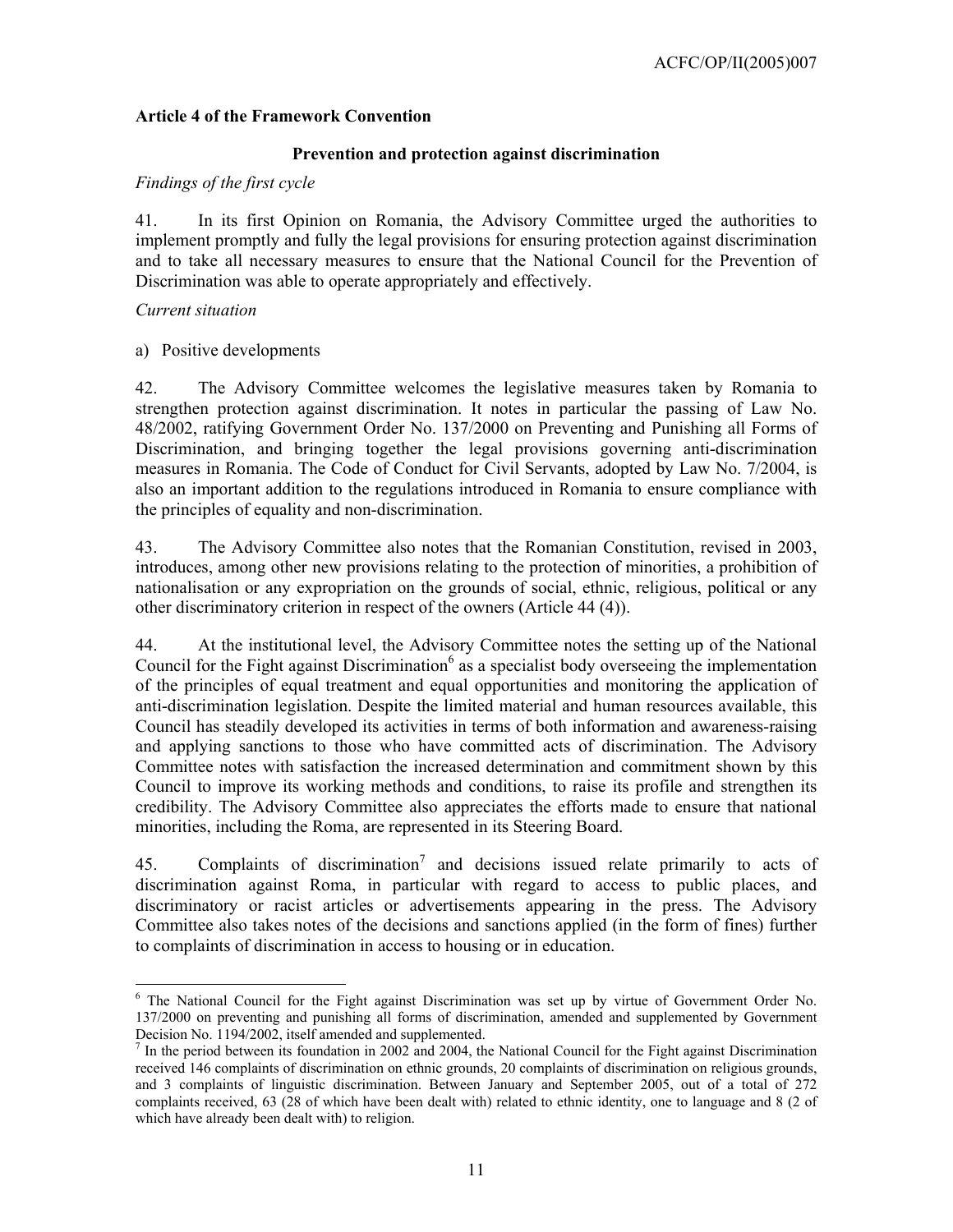### Article 4 of the Framework Convention

#### Prevention and protection against discrimination

*Findings of the first cycle*

41. In its first Opinion on Romania, the Advisory Committee urged the authorities to implement promptly and fully the legal provisions for ensuring protection against discrimination and to take all necessary measures to ensure that the National Council for the Prevention of Discrimination was able to operate appropriately and effectively.

*Current situation*

a) Positive developments

42. The Advisory Committee welcomes the legislative measures taken by Romania to strengthen protection against discrimination. It notes in particular the passing of Law No. 48/2002, ratifying Government Order No. 137/2000 on Preventing and Punishing all Forms of Discrimination, and bringing together the legal provisions governing anti-discrimination measures in Romania. The Code of Conduct for Civil Servants, adopted by Law No. 7/2004, is also an important addition to the regulations introduced in Romania to ensure compliance with the principles of equality and non-discrimination.

43. The Advisory Committee also notes that the Romanian Constitution, revised in 2003, introduces, among other new provisions relating to the protection of minorities, a prohibition of nationalisation or any expropriation on the grounds of social, ethnic, religious, political or any other discriminatory criterion in respect of the owners (Article 44 (4)).

44. At the institutional level, the Advisory Committee notes the setting up of the National Council for the Fight against Discrimination[6] as a specialist body overseeing the implementation of the principles of equal treatment and equal opportunities and monitoring the application of anti-discrimination legislation. Despite the limited material and human resources available, this Council has steadily developed its activities in terms of both information and awareness-raising and applying sanctions to those who have committed acts of discrimination. The Advisory Committee notes with satisfaction the increased determination and commitment shown by this Council to improve its working methods and conditions, to raise its profile and strengthen its credibility. The Advisory Committee also appreciates the efforts made to ensure that national minorities, including the Roma, are represented in its Steering Board.

45. Complaints of discrimination[7] and decisions issued relate primarily to acts of discrimination against Roma, in particular with regard to access to public places, and discriminatory or racist articles or advertisements appearing in the press. The Advisory Committee also takes notes of the decisions and sanctions applied (in the form of fines) further to complaints of discrimination in access to housing or in education.

---

[6] The National Council for the Fight against Discrimination was set up by virtue of Government Order No. 137/2000 on preventing and punishing all forms of discrimination, amended and supplemented by Government Decision No. 1194/2002, itself amended and supplemented.

[7] In the period between its foundation in 2002 and 2004, the National Council for the Fight against Discrimination received 146 complaints of discrimination on ethnic grounds, 20 complaints of discrimination on religious grounds, and 3 complaints of linguistic discrimination. Between January and September 2005, out of a total of 272 complaints received, 63 (28 of which have been dealt with) related to ethnic identity, one to language and 8 (2 of which have already been dealt with) to religion.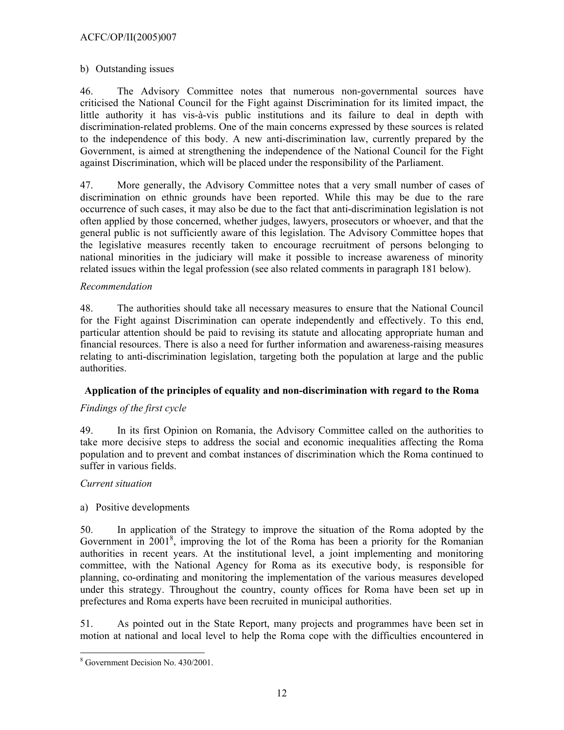b) Outstanding issues

46. The Advisory Committee notes that numerous non-governmental sources have criticised the National Council for the Fight against Discrimination for its limited impact, the little authority it has vis-à-vis public institutions and its failure to deal in depth with discrimination-related problems. One of the main concerns expressed by these sources is related to the independence of this body. A new anti-discrimination law, currently prepared by the Government, is aimed at strengthening the independence of the National Council for the Fight against Discrimination, which will be placed under the responsibility of the Parliament.

47. More generally, the Advisory Committee notes that a very small number of cases of discrimination on ethnic grounds have been reported. While this may be due to the rare occurrence of such cases, it may also be due to the fact that anti-discrimination legislation is not often applied by those concerned, whether judges, lawyers, prosecutors or whoever, and that the general public is not sufficiently aware of this legislation. The Advisory Committee hopes that the legislative measures recently taken to encourage recruitment of persons belonging to national minorities in the judiciary will make it possible to increase awareness of minority related issues within the legal profession (see also related comments in paragraph 181 below).

*Recommendation*

48. The authorities should take all necessary measures to ensure that the National Council for the Fight against Discrimination can operate independently and effectively. To this end, particular attention should be paid to revising its statute and allocating appropriate human and financial resources. There is also a need for further information and awareness-raising measures relating to anti-discrimination legislation, targeting both the population at large and the public authorities.

**Application of the principles of equality and non-discrimination with regard to the Roma**

*Findings of the first cycle*

49. In its first Opinion on Romania, the Advisory Committee called on the authorities to take more decisive steps to address the social and economic inequalities affecting the Roma population and to prevent and combat instances of discrimination which the Roma continued to suffer in various fields.

*Current situation*

a) Positive developments

50. In application of the Strategy to improve the situation of the Roma adopted by the Government in 2001[8], improving the lot of the Roma has been a priority for the Romanian authorities in recent years. At the institutional level, a joint implementing and monitoring committee, with the National Agency for Roma as its executive body, is responsible for planning, co-ordinating and monitoring the implementation of the various measures developed under this strategy. Throughout the country, county offices for Roma have been set up in prefectures and Roma experts have been recruited in municipal authorities.

51. As pointed out in the State Report, many projects and programmes have been set in motion at national and local level to help the Roma cope with the difficulties encountered in

[8] Government Decision No. 430/2001.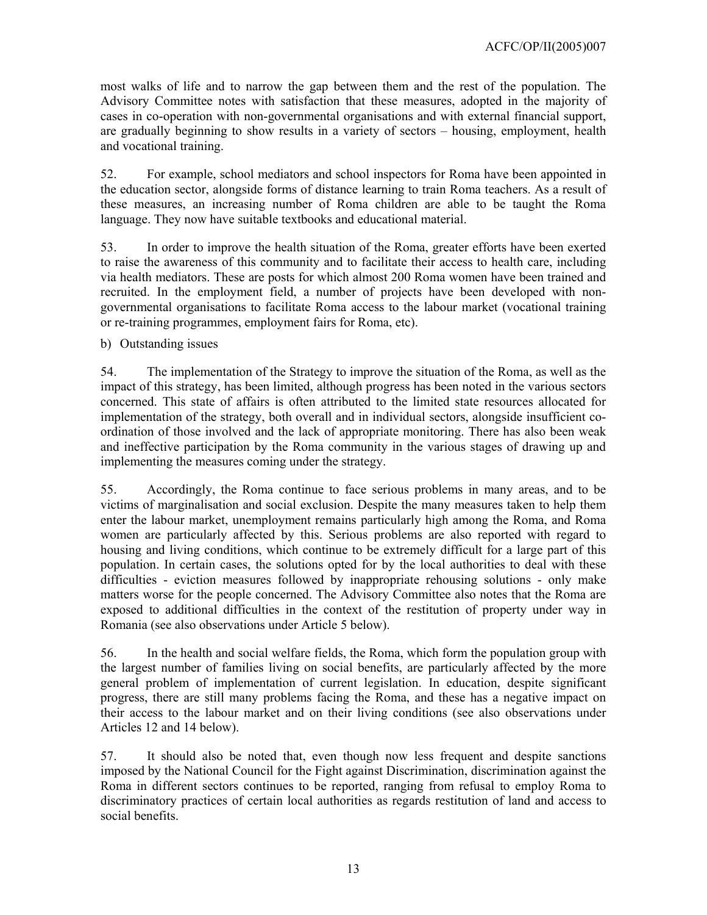most walks of life and to narrow the gap between them and the rest of the population. The Advisory Committee notes with satisfaction that these measures, adopted in the majority of cases in co-operation with non-governmental organisations and with external financial support, are gradually beginning to show results in a variety of sectors – housing, employment, health and vocational training.

52. For example, school mediators and school inspectors for Roma have been appointed in the education sector, alongside forms of distance learning to train Roma teachers. As a result of these measures, an increasing number of Roma children are able to be taught the Roma language. They now have suitable textbooks and educational material.

53. In order to improve the health situation of the Roma, greater efforts have been exerted to raise the awareness of this community and to facilitate their access to health care, including via health mediators. These are posts for which almost 200 Roma women have been trained and recruited. In the employment field, a number of projects have been developed with non-governmental organisations to facilitate Roma access to the labour market (vocational training or re-training programmes, employment fairs for Roma, etc).

b) Outstanding issues

54. The implementation of the Strategy to improve the situation of the Roma, as well as the impact of this strategy, has been limited, although progress has been noted in the various sectors concerned. This state of affairs is often attributed to the limited state resources allocated for implementation of the strategy, both overall and in individual sectors, alongside insufficient co-ordination of those involved and the lack of appropriate monitoring. There has also been weak and ineffective participation by the Roma community in the various stages of drawing up and implementing the measures coming under the strategy.

55. Accordingly, the Roma continue to face serious problems in many areas, and to be victims of marginalisation and social exclusion. Despite the many measures taken to help them enter the labour market, unemployment remains particularly high among the Roma, and Roma women are particularly affected by this. Serious problems are also reported with regard to housing and living conditions, which continue to be extremely difficult for a large part of this population. In certain cases, the solutions opted for by the local authorities to deal with these difficulties - eviction measures followed by inappropriate rehousing solutions - only make matters worse for the people concerned. The Advisory Committee also notes that the Roma are exposed to additional difficulties in the context of the restitution of property under way in Romania (see also observations under Article 5 below).

56. In the health and social welfare fields, the Roma, which form the population group with the largest number of families living on social benefits, are particularly affected by the more general problem of implementation of current legislation. In education, despite significant progress, there are still many problems facing the Roma, and these has a negative impact on their access to the labour market and on their living conditions (see also observations under Articles 12 and 14 below).

57. It should also be noted that, even though now less frequent and despite sanctions imposed by the National Council for the Fight against Discrimination, discrimination against the Roma in different sectors continues to be reported, ranging from refusal to employ Roma to discriminatory practices of certain local authorities as regards restitution of land and access to social benefits.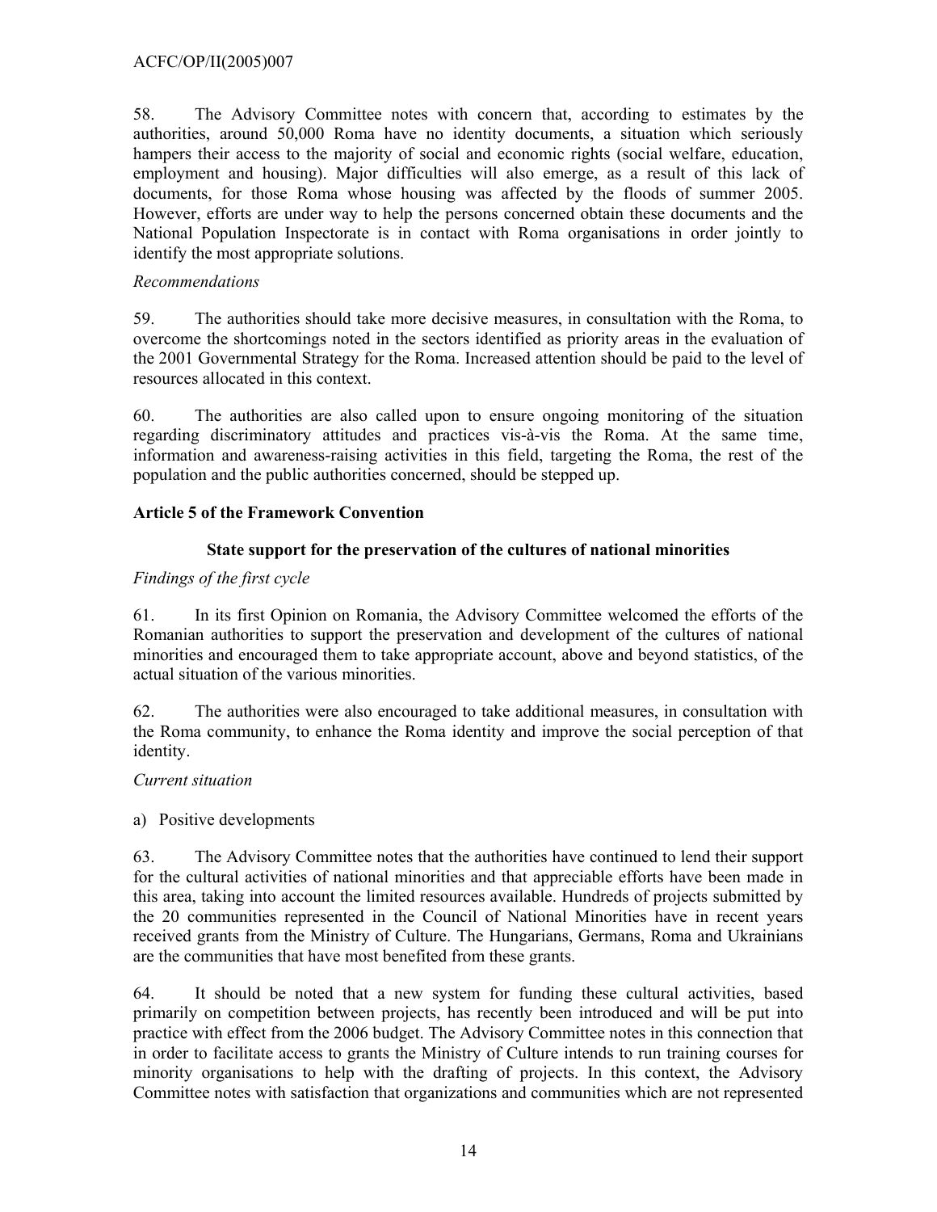58. The Advisory Committee notes with concern that, according to estimates by the authorities, around 50,000 Roma have no identity documents, a situation which seriously hampers their access to the majority of social and economic rights (social welfare, education, employment and housing). Major difficulties will also emerge, as a result of this lack of documents, for those Roma whose housing was affected by the floods of summer 2005. However, efforts are under way to help the persons concerned obtain these documents and the National Population Inspectorate is in contact with Roma organisations in order jointly to identify the most appropriate solutions.

*Recommendations*

59. The authorities should take more decisive measures, in consultation with the Roma, to overcome the shortcomings noted in the sectors identified as priority areas in the evaluation of the 2001 Governmental Strategy for the Roma. Increased attention should be paid to the level of resources allocated in this context.

60. The authorities are also called upon to ensure ongoing monitoring of the situation regarding discriminatory attitudes and practices vis-à-vis the Roma. At the same time, information and awareness-raising activities in this field, targeting the Roma, the rest of the population and the public authorities concerned, should be stepped up.

**Article 5 of the Framework Convention**

**State support for the preservation of the cultures of national minorities**

*Findings of the first cycle*

61. In its first Opinion on Romania, the Advisory Committee welcomed the efforts of the Romanian authorities to support the preservation and development of the cultures of national minorities and encouraged them to take appropriate account, above and beyond statistics, of the actual situation of the various minorities.

62. The authorities were also encouraged to take additional measures, in consultation with the Roma community, to enhance the Roma identity and improve the social perception of that identity.

*Current situation*

a) Positive developments

63. The Advisory Committee notes that the authorities have continued to lend their support for the cultural activities of national minorities and that appreciable efforts have been made in this area, taking into account the limited resources available. Hundreds of projects submitted by the 20 communities represented in the Council of National Minorities have in recent years received grants from the Ministry of Culture. The Hungarians, Germans, Roma and Ukrainians are the communities that have most benefited from these grants.

64. It should be noted that a new system for funding these cultural activities, based primarily on competition between projects, has recently been introduced and will be put into practice with effect from the 2006 budget. The Advisory Committee notes in this connection that in order to facilitate access to grants the Ministry of Culture intends to run training courses for minority organisations to help with the drafting of projects. In this context, the Advisory Committee notes with satisfaction that organizations and communities which are not represented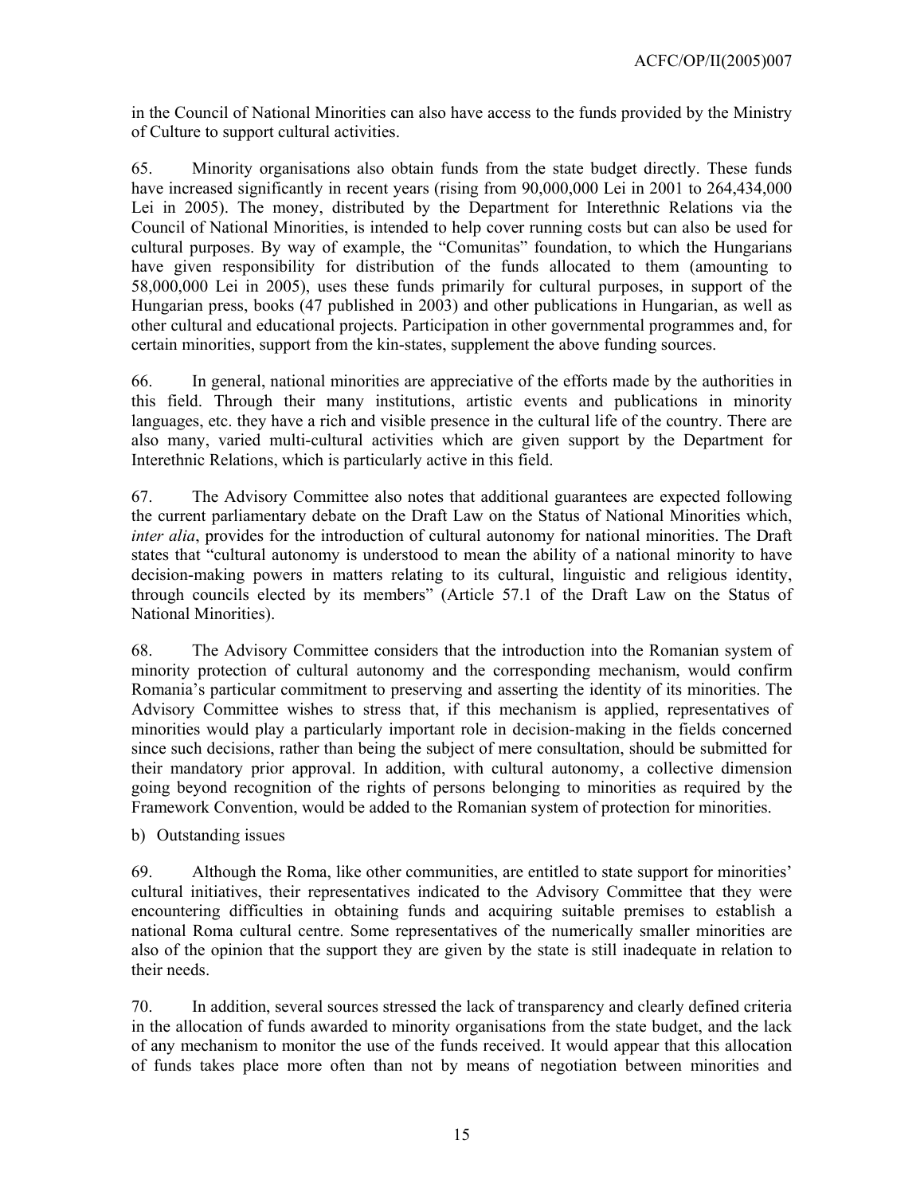in the Council of National Minorities can also have access to the funds provided by the Ministry of Culture to support cultural activities.

65. Minority organisations also obtain funds from the state budget directly. These funds have increased significantly in recent years (rising from 90,000,000 Lei in 2001 to 264,434,000 Lei in 2005). The money, distributed by the Department for Interethnic Relations via the Council of National Minorities, is intended to help cover running costs but can also be used for cultural purposes. By way of example, the "Comunitas" foundation, to which the Hungarians have given responsibility for distribution of the funds allocated to them (amounting to 58,000,000 Lei in 2005), uses these funds primarily for cultural purposes, in support of the Hungarian press, books (47 published in 2003) and other publications in Hungarian, as well as other cultural and educational projects. Participation in other governmental programmes and, for certain minorities, support from the kin-states, supplement the above funding sources.

66. In general, national minorities are appreciative of the efforts made by the authorities in this field. Through their many institutions, artistic events and publications in minority languages, etc. they have a rich and visible presence in the cultural life of the country. There are also many, varied multi-cultural activities which are given support by the Department for Interethnic Relations, which is particularly active in this field.

67. The Advisory Committee also notes that additional guarantees are expected following the current parliamentary debate on the Draft Law on the Status of National Minorities which, *inter alia*, provides for the introduction of cultural autonomy for national minorities. The Draft states that "cultural autonomy is understood to mean the ability of a national minority to have decision-making powers in matters relating to its cultural, linguistic and religious identity, through councils elected by its members" (Article 57.1 of the Draft Law on the Status of National Minorities).

68. The Advisory Committee considers that the introduction into the Romanian system of minority protection of cultural autonomy and the corresponding mechanism, would confirm Romania's particular commitment to preserving and asserting the identity of its minorities. The Advisory Committee wishes to stress that, if this mechanism is applied, representatives of minorities would play a particularly important role in decision-making in the fields concerned since such decisions, rather than being the subject of mere consultation, should be submitted for their mandatory prior approval. In addition, with cultural autonomy, a collective dimension going beyond recognition of the rights of persons belonging to minorities as required by the Framework Convention, would be added to the Romanian system of protection for minorities.

b) Outstanding issues

69. Although the Roma, like other communities, are entitled to state support for minorities' cultural initiatives, their representatives indicated to the Advisory Committee that they were encountering difficulties in obtaining funds and acquiring suitable premises to establish a national Roma cultural centre. Some representatives of the numerically smaller minorities are also of the opinion that the support they are given by the state is still inadequate in relation to their needs.

70. In addition, several sources stressed the lack of transparency and clearly defined criteria in the allocation of funds awarded to minority organisations from the state budget, and the lack of any mechanism to monitor the use of the funds received. It would appear that this allocation of funds takes place more often than not by means of negotiation between minorities and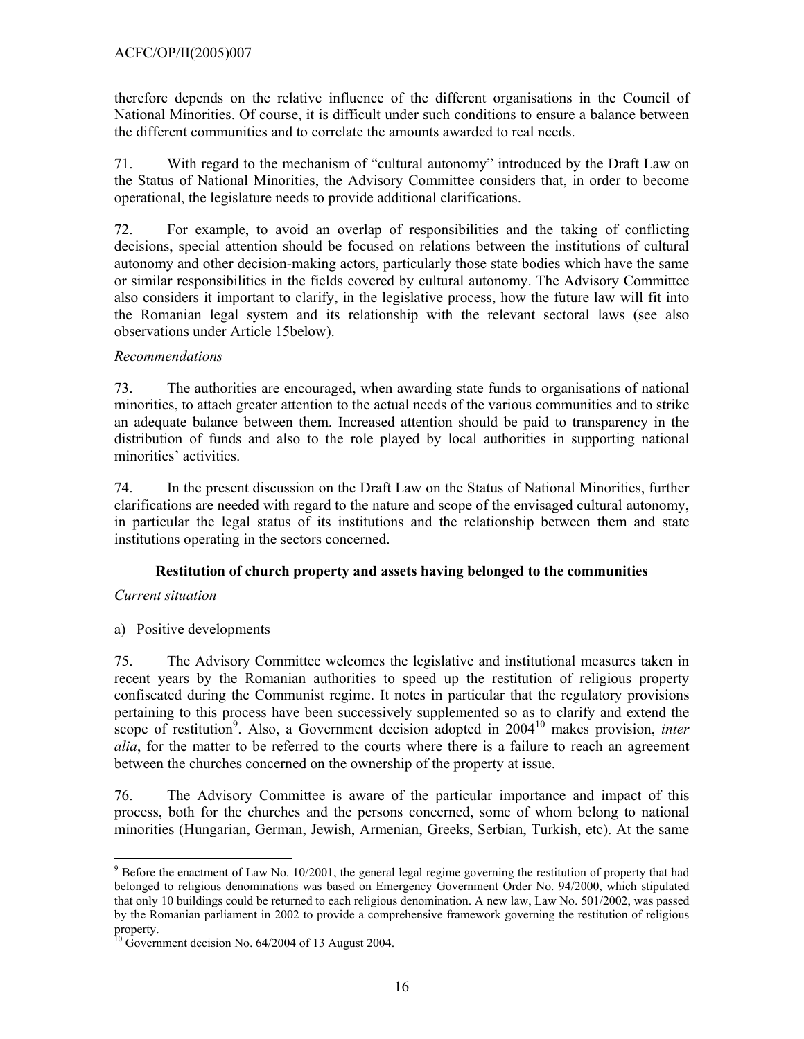therefore depends on the relative influence of the different organisations in the Council of National Minorities. Of course, it is difficult under such conditions to ensure a balance between the different communities and to correlate the amounts awarded to real needs.

71. With regard to the mechanism of "cultural autonomy" introduced by the Draft Law on the Status of National Minorities, the Advisory Committee considers that, in order to become operational, the legislature needs to provide additional clarifications.

72. For example, to avoid an overlap of responsibilities and the taking of conflicting decisions, special attention should be focused on relations between the institutions of cultural autonomy and other decision-making actors, particularly those state bodies which have the same or similar responsibilities in the fields covered by cultural autonomy. The Advisory Committee also considers it important to clarify, in the legislative process, how the future law will fit into the Romanian legal system and its relationship with the relevant sectoral laws (see also observations under Article 15below).

*Recommendations*

73. The authorities are encouraged, when awarding state funds to organisations of national minorities, to attach greater attention to the actual needs of the various communities and to strike an adequate balance between them. Increased attention should be paid to transparency in the distribution of funds and also to the role played by local authorities in supporting national minorities' activities.

74. In the present discussion on the Draft Law on the Status of National Minorities, further clarifications are needed with regard to the nature and scope of the envisaged cultural autonomy, in particular the legal status of its institutions and the relationship between them and state institutions operating in the sectors concerned.

**Restitution of church property and assets having belonged to the communities**

*Current situation*

a) Positive developments

75. The Advisory Committee welcomes the legislative and institutional measures taken in recent years by the Romanian authorities to speed up the restitution of religious property confiscated during the Communist regime. It notes in particular that the regulatory provisions pertaining to this process have been successively supplemented so as to clarify and extend the scope of restitution[9]. Also, a Government decision adopted in 2004[10] makes provision, *inter alia*, for the matter to be referred to the courts where there is a failure to reach an agreement between the churches concerned on the ownership of the property at issue.

76. The Advisory Committee is aware of the particular importance and impact of this process, both for the churches and the persons concerned, some of whom belong to national minorities (Hungarian, German, Jewish, Armenian, Greeks, Serbian, Turkish, etc). At the same

---

[9] Before the enactment of Law No. 10/2001, the general legal regime governing the restitution of property that had belonged to religious denominations was based on Emergency Government Order No. 94/2000, which stipulated that only 10 buildings could be returned to each religious denomination. A new law, Law No. 501/2002, was passed by the Romanian parliament in 2002 to provide a comprehensive framework governing the restitution of religious property.

[10] Government decision No. 64/2004 of 13 August 2004.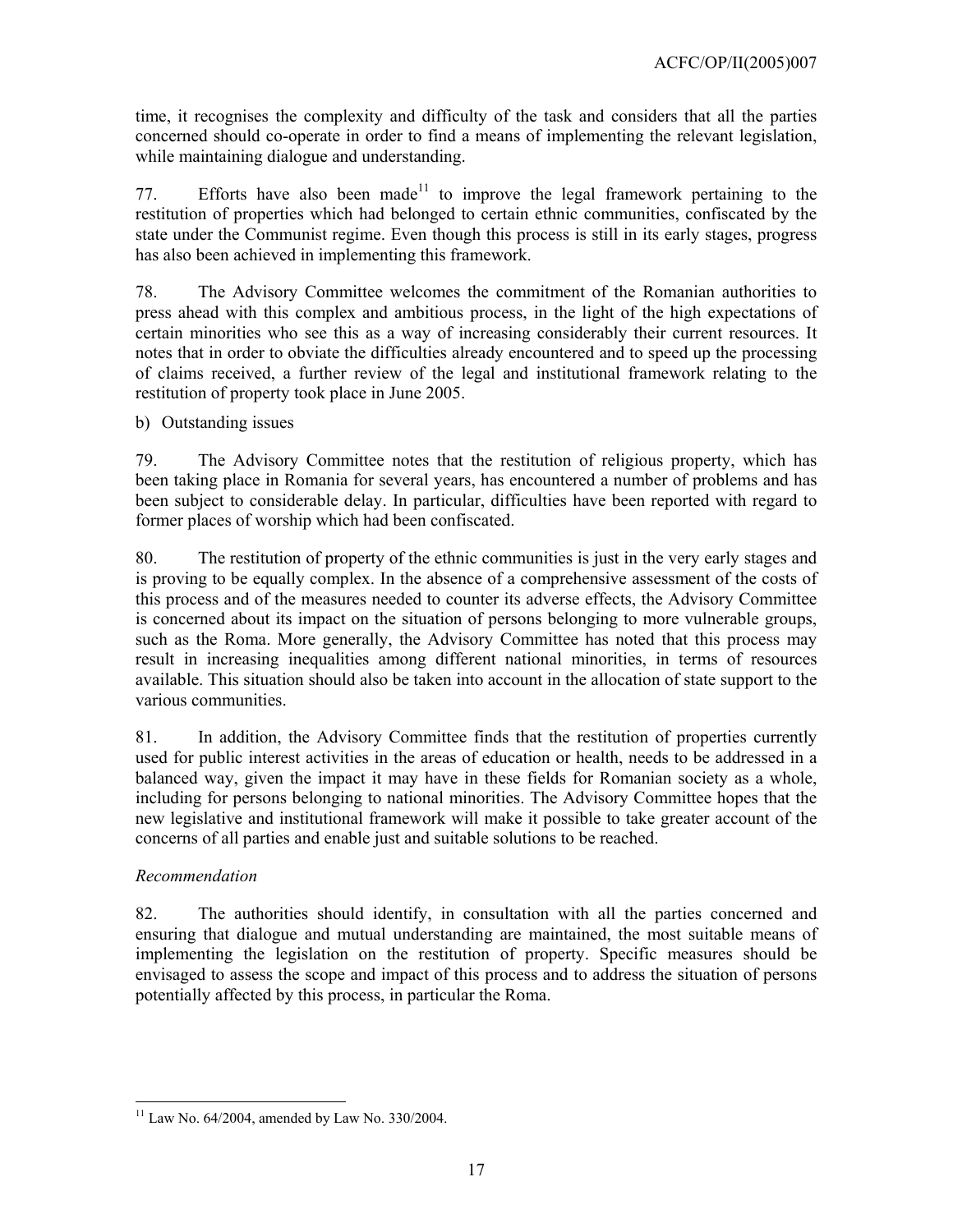time, it recognises the complexity and difficulty of the task and considers that all the parties concerned should co-operate in order to find a means of implementing the relevant legislation, while maintaining dialogue and understanding.

77. Efforts have also been made[11] to improve the legal framework pertaining to the restitution of properties which had belonged to certain ethnic communities, confiscated by the state under the Communist regime. Even though this process is still in its early stages, progress has also been achieved in implementing this framework.

78. The Advisory Committee welcomes the commitment of the Romanian authorities to press ahead with this complex and ambitious process, in the light of the high expectations of certain minorities who see this as a way of increasing considerably their current resources. It notes that in order to obviate the difficulties already encountered and to speed up the processing of claims received, a further review of the legal and institutional framework relating to the restitution of property took place in June 2005.

b) Outstanding issues

79. The Advisory Committee notes that the restitution of religious property, which has been taking place in Romania for several years, has encountered a number of problems and has been subject to considerable delay. In particular, difficulties have been reported with regard to former places of worship which had been confiscated.

80. The restitution of property of the ethnic communities is just in the very early stages and is proving to be equally complex. In the absence of a comprehensive assessment of the costs of this process and of the measures needed to counter its adverse effects, the Advisory Committee is concerned about its impact on the situation of persons belonging to more vulnerable groups, such as the Roma. More generally, the Advisory Committee has noted that this process may result in increasing inequalities among different national minorities, in terms of resources available. This situation should also be taken into account in the allocation of state support to the various communities.

81. In addition, the Advisory Committee finds that the restitution of properties currently used for public interest activities in the areas of education or health, needs to be addressed in a balanced way, given the impact it may have in these fields for Romanian society as a whole, including for persons belonging to national minorities. The Advisory Committee hopes that the new legislative and institutional framework will make it possible to take greater account of the concerns of all parties and enable just and suitable solutions to be reached.

*Recommendation*

82. The authorities should identify, in consultation with all the parties concerned and ensuring that dialogue and mutual understanding are maintained, the most suitable means of implementing the legislation on the restitution of property. Specific measures should be envisaged to assess the scope and impact of this process and to address the situation of persons potentially affected by this process, in particular the Roma.

---

[11] Law No. 64/2004, amended by Law No. 330/2004.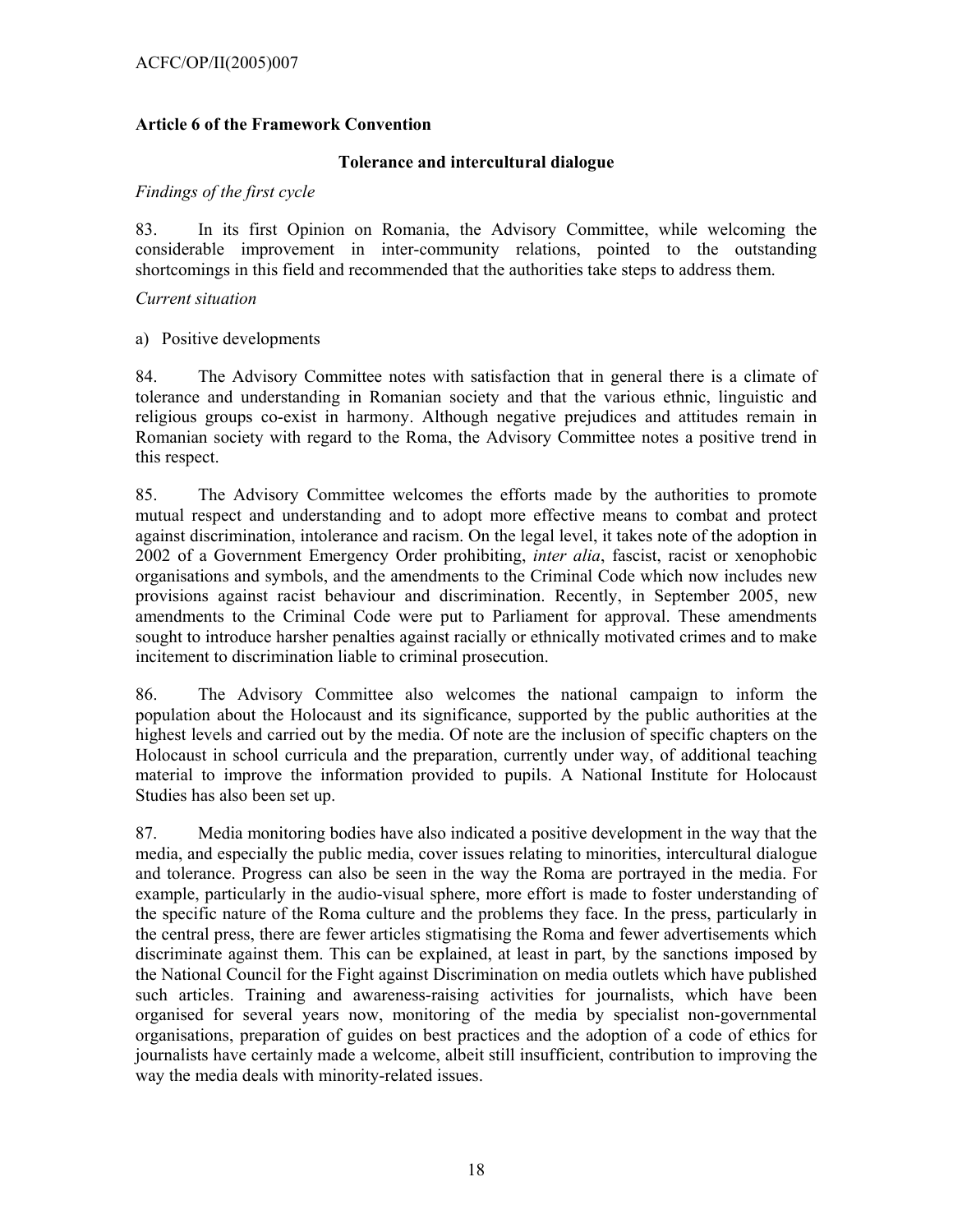### Article 6 of the Framework Convention

#### Tolerance and intercultural dialogue

*Findings of the first cycle*

83. In its first Opinion on Romania, the Advisory Committee, while welcoming the considerable improvement in inter-community relations, pointed to the outstanding shortcomings in this field and recommended that the authorities take steps to address them.

*Current situation*

a) Positive developments

84. The Advisory Committee notes with satisfaction that in general there is a climate of tolerance and understanding in Romanian society and that the various ethnic, linguistic and religious groups co-exist in harmony. Although negative prejudices and attitudes remain in Romanian society with regard to the Roma, the Advisory Committee notes a positive trend in this respect.

85. The Advisory Committee welcomes the efforts made by the authorities to promote mutual respect and understanding and to adopt more effective means to combat and protect against discrimination, intolerance and racism. On the legal level, it takes note of the adoption in 2002 of a Government Emergency Order prohibiting, *inter alia*, fascist, racist or xenophobic organisations and symbols, and the amendments to the Criminal Code which now includes new provisions against racist behaviour and discrimination. Recently, in September 2005, new amendments to the Criminal Code were put to Parliament for approval. These amendments sought to introduce harsher penalties against racially or ethnically motivated crimes and to make incitement to discrimination liable to criminal prosecution.

86. The Advisory Committee also welcomes the national campaign to inform the population about the Holocaust and its significance, supported by the public authorities at the highest levels and carried out by the media. Of note are the inclusion of specific chapters on the Holocaust in school curricula and the preparation, currently under way, of additional teaching material to improve the information provided to pupils. A National Institute for Holocaust Studies has also been set up.

87. Media monitoring bodies have also indicated a positive development in the way that the media, and especially the public media, cover issues relating to minorities, intercultural dialogue and tolerance. Progress can also be seen in the way the Roma are portrayed in the media. For example, particularly in the audio-visual sphere, more effort is made to foster understanding of the specific nature of the Roma culture and the problems they face. In the press, particularly in the central press, there are fewer articles stigmatising the Roma and fewer advertisements which discriminate against them. This can be explained, at least in part, by the sanctions imposed by the National Council for the Fight against Discrimination on media outlets which have published such articles. Training and awareness-raising activities for journalists, which have been organised for several years now, monitoring of the media by specialist non-governmental organisations, preparation of guides on best practices and the adoption of a code of ethics for journalists have certainly made a welcome, albeit still insufficient, contribution to improving the way the media deals with minority-related issues.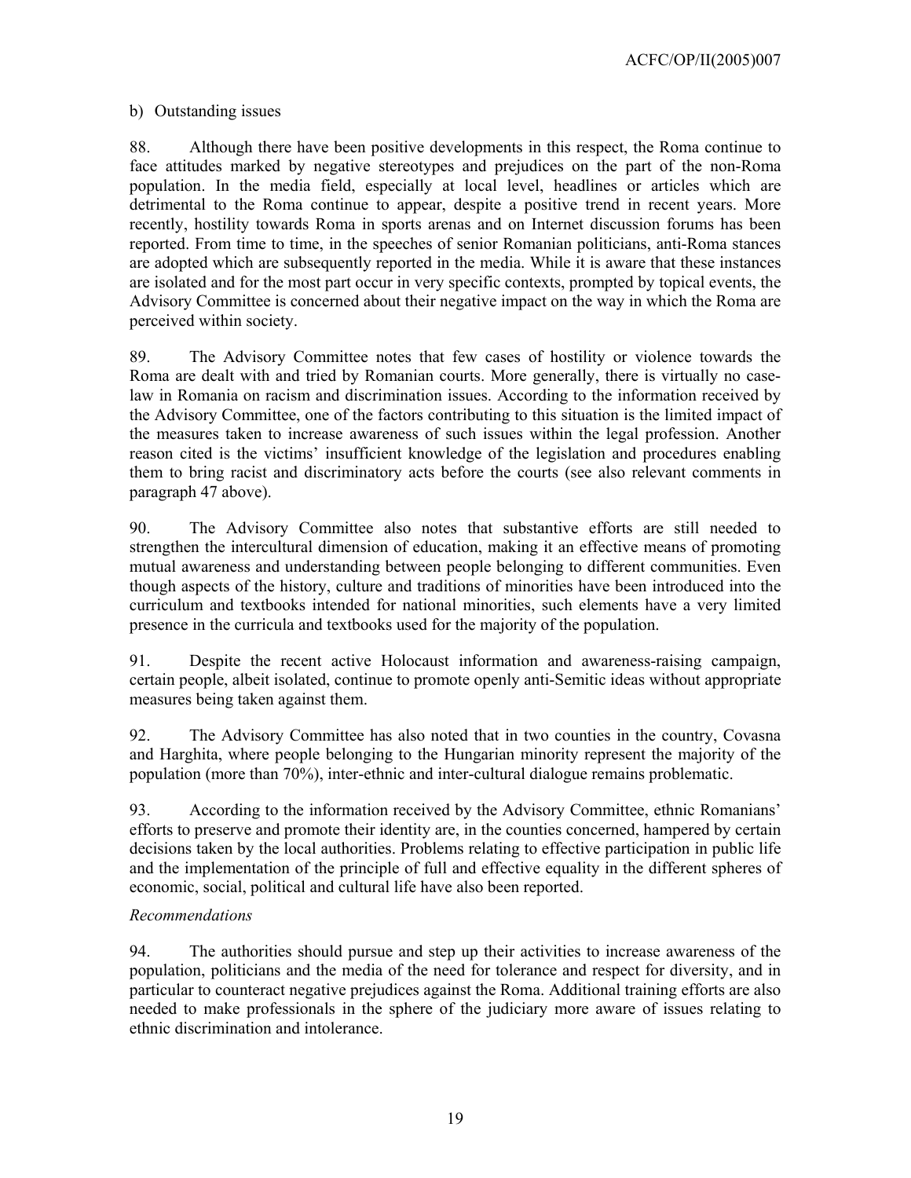b) Outstanding issues

88. Although there have been positive developments in this respect, the Roma continue to face attitudes marked by negative stereotypes and prejudices on the part of the non-Roma population. In the media field, especially at local level, headlines or articles which are detrimental to the Roma continue to appear, despite a positive trend in recent years. More recently, hostility towards Roma in sports arenas and on Internet discussion forums has been reported. From time to time, in the speeches of senior Romanian politicians, anti-Roma stances are adopted which are subsequently reported in the media. While it is aware that these instances are isolated and for the most part occur in very specific contexts, prompted by topical events, the Advisory Committee is concerned about their negative impact on the way in which the Roma are perceived within society.

89. The Advisory Committee notes that few cases of hostility or violence towards the Roma are dealt with and tried by Romanian courts. More generally, there is virtually no case-law in Romania on racism and discrimination issues. According to the information received by the Advisory Committee, one of the factors contributing to this situation is the limited impact of the measures taken to increase awareness of such issues within the legal profession. Another reason cited is the victims' insufficient knowledge of the legislation and procedures enabling them to bring racist and discriminatory acts before the courts (see also relevant comments in paragraph 47 above).

90. The Advisory Committee also notes that substantive efforts are still needed to strengthen the intercultural dimension of education, making it an effective means of promoting mutual awareness and understanding between people belonging to different communities. Even though aspects of the history, culture and traditions of minorities have been introduced into the curriculum and textbooks intended for national minorities, such elements have a very limited presence in the curricula and textbooks used for the majority of the population.

91. Despite the recent active Holocaust information and awareness-raising campaign, certain people, albeit isolated, continue to promote openly anti-Semitic ideas without appropriate measures being taken against them.

92. The Advisory Committee has also noted that in two counties in the country, Covasna and Harghita, where people belonging to the Hungarian minority represent the majority of the population (more than 70%), inter-ethnic and inter-cultural dialogue remains problematic.

93. According to the information received by the Advisory Committee, ethnic Romanians' efforts to preserve and promote their identity are, in the counties concerned, hampered by certain decisions taken by the local authorities. Problems relating to effective participation in public life and the implementation of the principle of full and effective equality in the different spheres of economic, social, political and cultural life have also been reported.

*Recommendations*

94. The authorities should pursue and step up their activities to increase awareness of the population, politicians and the media of the need for tolerance and respect for diversity, and in particular to counteract negative prejudices against the Roma. Additional training efforts are also needed to make professionals in the sphere of the judiciary more aware of issues relating to ethnic discrimination and intolerance.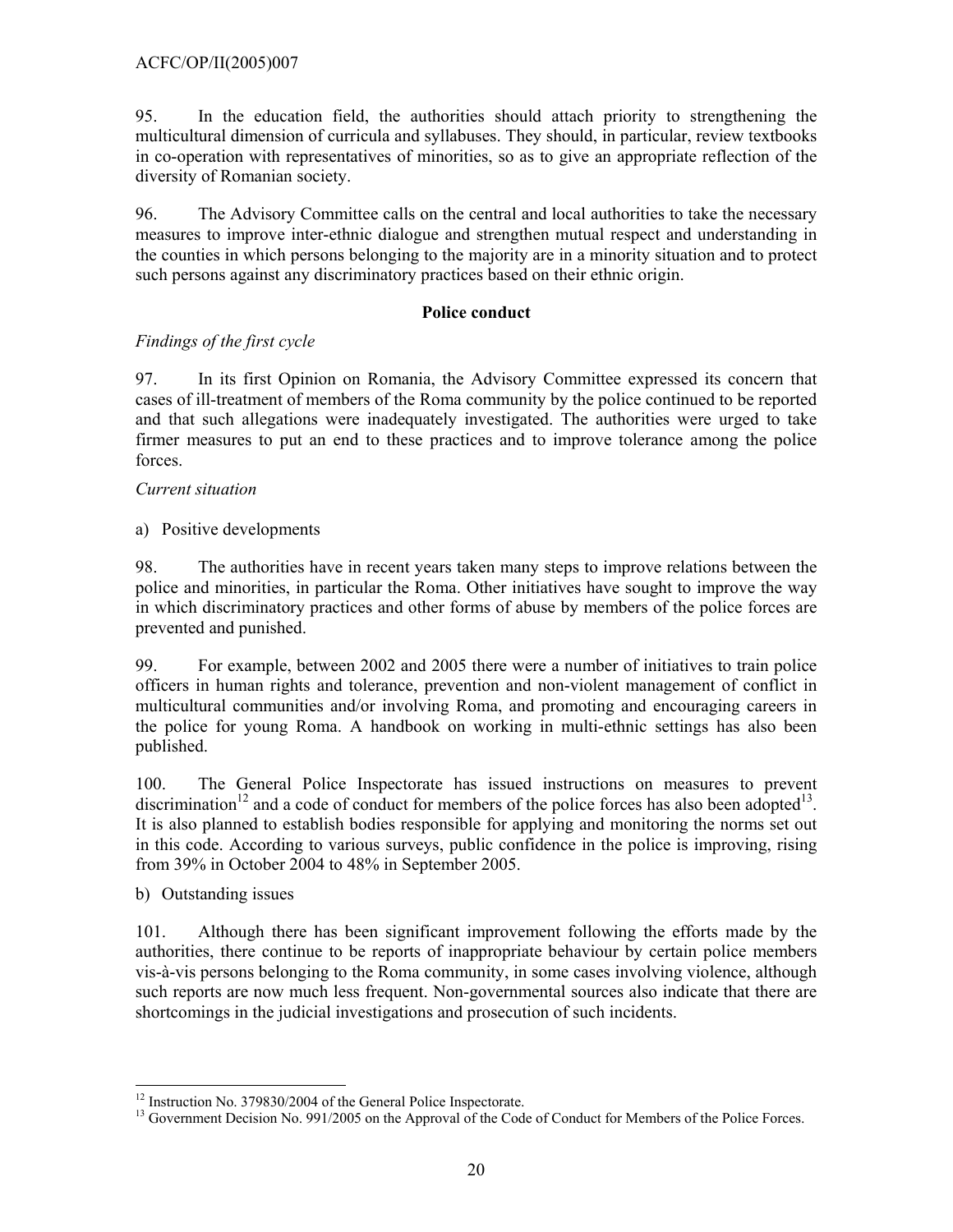95. In the education field, the authorities should attach priority to strengthening the multicultural dimension of curricula and syllabuses. They should, in particular, review textbooks in co-operation with representatives of minorities, so as to give an appropriate reflection of the diversity of Romanian society.

96. The Advisory Committee calls on the central and local authorities to take the necessary measures to improve inter-ethnic dialogue and strengthen mutual respect and understanding in the counties in which persons belonging to the majority are in a minority situation and to protect such persons against any discriminatory practices based on their ethnic origin.

**Police conduct**

*Findings of the first cycle*

97. In its first Opinion on Romania, the Advisory Committee expressed its concern that cases of ill-treatment of members of the Roma community by the police continued to be reported and that such allegations were inadequately investigated. The authorities were urged to take firmer measures to put an end to these practices and to improve tolerance among the police forces.

*Current situation*

a) Positive developments

98. The authorities have in recent years taken many steps to improve relations between the police and minorities, in particular the Roma. Other initiatives have sought to improve the way in which discriminatory practices and other forms of abuse by members of the police forces are prevented and punished.

99. For example, between 2002 and 2005 there were a number of initiatives to train police officers in human rights and tolerance, prevention and non-violent management of conflict in multicultural communities and/or involving Roma, and promoting and encouraging careers in the police for young Roma. A handbook on working in multi-ethnic settings has also been published.

100. The General Police Inspectorate has issued instructions on measures to prevent discrimination[12] and a code of conduct for members of the police forces has also been adopted[13]. It is also planned to establish bodies responsible for applying and monitoring the norms set out in this code. According to various surveys, public confidence in the police is improving, rising from 39% in October 2004 to 48% in September 2005.

b) Outstanding issues

101. Although there has been significant improvement following the efforts made by the authorities, there continue to be reports of inappropriate behaviour by certain police members vis-à-vis persons belonging to the Roma community, in some cases involving violence, although such reports are now much less frequent. Non-governmental sources also indicate that there are shortcomings in the judicial investigations and prosecution of such incidents.

[12] Instruction No. 379830/2004 of the General Police Inspectorate.

[13] Government Decision No. 991/2005 on the Approval of the Code of Conduct for Members of the Police Forces.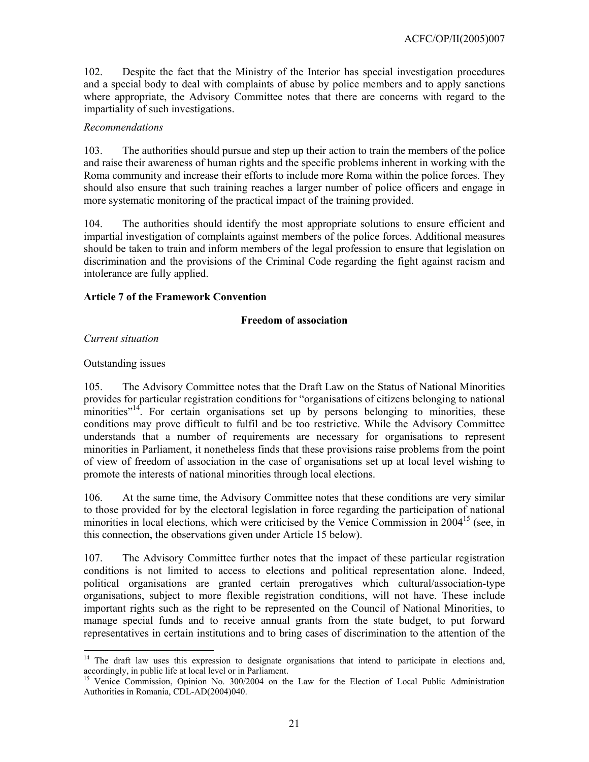102. Despite the fact that the Ministry of the Interior has special investigation procedures and a special body to deal with complaints of abuse by police members and to apply sanctions where appropriate, the Advisory Committee notes that there are concerns with regard to the impartiality of such investigations.

*Recommendations*

103. The authorities should pursue and step up their action to train the members of the police and raise their awareness of human rights and the specific problems inherent in working with the Roma community and increase their efforts to include more Roma within the police forces. They should also ensure that such training reaches a larger number of police officers and engage in more systematic monitoring of the practical impact of the training provided.

104. The authorities should identify the most appropriate solutions to ensure efficient and impartial investigation of complaints against members of the police forces. Additional measures should be taken to train and inform members of the legal profession to ensure that legislation on discrimination and the provisions of the Criminal Code regarding the fight against racism and intolerance are fully applied.

## Article 7 of the Framework Convention

### Freedom of association

*Current situation*

Outstanding issues

105. The Advisory Committee notes that the Draft Law on the Status of National Minorities provides for particular registration conditions for "organisations of citizens belonging to national minorities"[14]. For certain organisations set up by persons belonging to minorities, these conditions may prove difficult to fulfil and be too restrictive. While the Advisory Committee understands that a number of requirements are necessary for organisations to represent minorities in Parliament, it nonetheless finds that these provisions raise problems from the point of view of freedom of association in the case of organisations set up at local level wishing to promote the interests of national minorities through local elections.

106. At the same time, the Advisory Committee notes that these conditions are very similar to those provided for by the electoral legislation in force regarding the participation of national minorities in local elections, which were criticised by the Venice Commission in 2004[15] (see, in this connection, the observations given under Article 15 below).

107. The Advisory Committee further notes that the impact of these particular registration conditions is not limited to access to elections and political representation alone. Indeed, political organisations are granted certain prerogatives which cultural/association-type organisations, subject to more flexible registration conditions, will not have. These include important rights such as the right to be represented on the Council of National Minorities, to manage special funds and to receive annual grants from the state budget, to put forward representatives in certain institutions and to bring cases of discrimination to the attention of the

---

[14] The draft law uses this expression to designate organisations that intend to participate in elections and, accordingly, in public life at local level or in Parliament.

[15] Venice Commission, Opinion No. 300/2004 on the Law for the Election of Local Public Administration Authorities in Romania, CDL-AD(2004)040.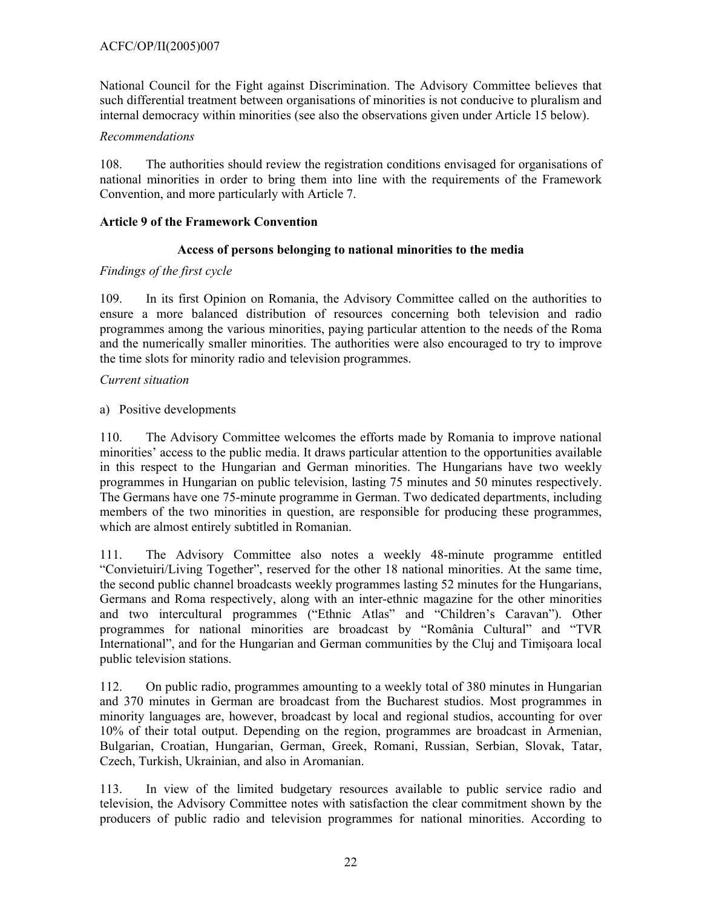National Council for the Fight against Discrimination. The Advisory Committee believes that such differential treatment between organisations of minorities is not conducive to pluralism and internal democracy within minorities (see also the observations given under Article 15 below).

*Recommendations*

108. The authorities should review the registration conditions envisaged for organisations of national minorities in order to bring them into line with the requirements of the Framework Convention, and more particularly with Article 7.

**Article 9 of the Framework Convention**

**Access of persons belonging to national minorities to the media**

*Findings of the first cycle*

109. In its first Opinion on Romania, the Advisory Committee called on the authorities to ensure a more balanced distribution of resources concerning both television and radio programmes among the various minorities, paying particular attention to the needs of the Roma and the numerically smaller minorities. The authorities were also encouraged to try to improve the time slots for minority radio and television programmes.

*Current situation*

a) Positive developments

110. The Advisory Committee welcomes the efforts made by Romania to improve national minorities' access to the public media. It draws particular attention to the opportunities available in this respect to the Hungarian and German minorities. The Hungarians have two weekly programmes in Hungarian on public television, lasting 75 minutes and 50 minutes respectively. The Germans have one 75-minute programme in German. Two dedicated departments, including members of the two minorities in question, are responsible for producing these programmes, which are almost entirely subtitled in Romanian.

111. The Advisory Committee also notes a weekly 48-minute programme entitled "Convietuiri/Living Together", reserved for the other 18 national minorities. At the same time, the second public channel broadcasts weekly programmes lasting 52 minutes for the Hungarians, Germans and Roma respectively, along with an inter-ethnic magazine for the other minorities and two intercultural programmes ("Ethnic Atlas" and "Children's Caravan"). Other programmes for national minorities are broadcast by "România Cultural" and "TVR International", and for the Hungarian and German communities by the Cluj and Timişoara local public television stations.

112. On public radio, programmes amounting to a weekly total of 380 minutes in Hungarian and 370 minutes in German are broadcast from the Bucharest studios. Most programmes in minority languages are, however, broadcast by local and regional studios, accounting for over 10% of their total output. Depending on the region, programmes are broadcast in Armenian, Bulgarian, Croatian, Hungarian, German, Greek, Romani, Russian, Serbian, Slovak, Tatar, Czech, Turkish, Ukrainian, and also in Aromanian.

113. In view of the limited budgetary resources available to public service radio and television, the Advisory Committee notes with satisfaction the clear commitment shown by the producers of public radio and television programmes for national minorities. According to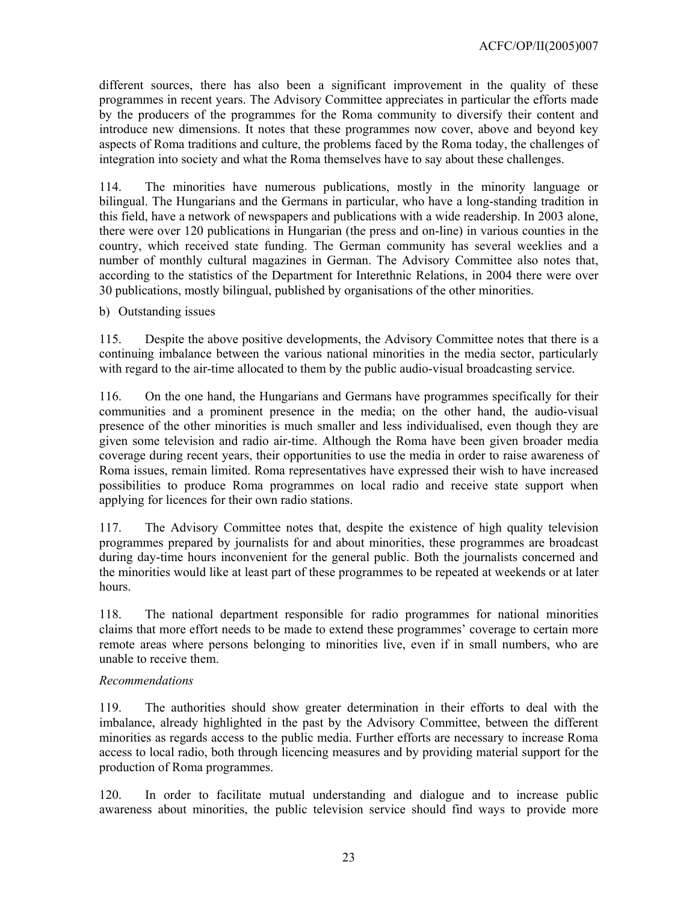different sources, there has also been a significant improvement in the quality of these programmes in recent years. The Advisory Committee appreciates in particular the efforts made by the producers of the programmes for the Roma community to diversify their content and introduce new dimensions. It notes that these programmes now cover, above and beyond key aspects of Roma traditions and culture, the problems faced by the Roma today, the challenges of integration into society and what the Roma themselves have to say about these challenges.

114. The minorities have numerous publications, mostly in the minority language or bilingual. The Hungarians and the Germans in particular, who have a long-standing tradition in this field, have a network of newspapers and publications with a wide readership. In 2003 alone, there were over 120 publications in Hungarian (the press and on-line) in various counties in the country, which received state funding. The German community has several weeklies and a number of monthly cultural magazines in German. The Advisory Committee also notes that, according to the statistics of the Department for Interethnic Relations, in 2004 there were over 30 publications, mostly bilingual, published by organisations of the other minorities.

b) Outstanding issues

115. Despite the above positive developments, the Advisory Committee notes that there is a continuing imbalance between the various national minorities in the media sector, particularly with regard to the air-time allocated to them by the public audio-visual broadcasting service.

116. On the one hand, the Hungarians and Germans have programmes specifically for their communities and a prominent presence in the media; on the other hand, the audio-visual presence of the other minorities is much smaller and less individualised, even though they are given some television and radio air-time. Although the Roma have been given broader media coverage during recent years, their opportunities to use the media in order to raise awareness of Roma issues, remain limited. Roma representatives have expressed their wish to have increased possibilities to produce Roma programmes on local radio and receive state support when applying for licences for their own radio stations.

117. The Advisory Committee notes that, despite the existence of high quality television programmes prepared by journalists for and about minorities, these programmes are broadcast during day-time hours inconvenient for the general public. Both the journalists concerned and the minorities would like at least part of these programmes to be repeated at weekends or at later hours.

118. The national department responsible for radio programmes for national minorities claims that more effort needs to be made to extend these programmes' coverage to certain more remote areas where persons belonging to minorities live, even if in small numbers, who are unable to receive them.

*Recommendations*

119. The authorities should show greater determination in their efforts to deal with the imbalance, already highlighted in the past by the Advisory Committee, between the different minorities as regards access to the public media. Further efforts are necessary to increase Roma access to local radio, both through licencing measures and by providing material support for the production of Roma programmes.

120. In order to facilitate mutual understanding and dialogue and to increase public awareness about minorities, the public television service should find ways to provide more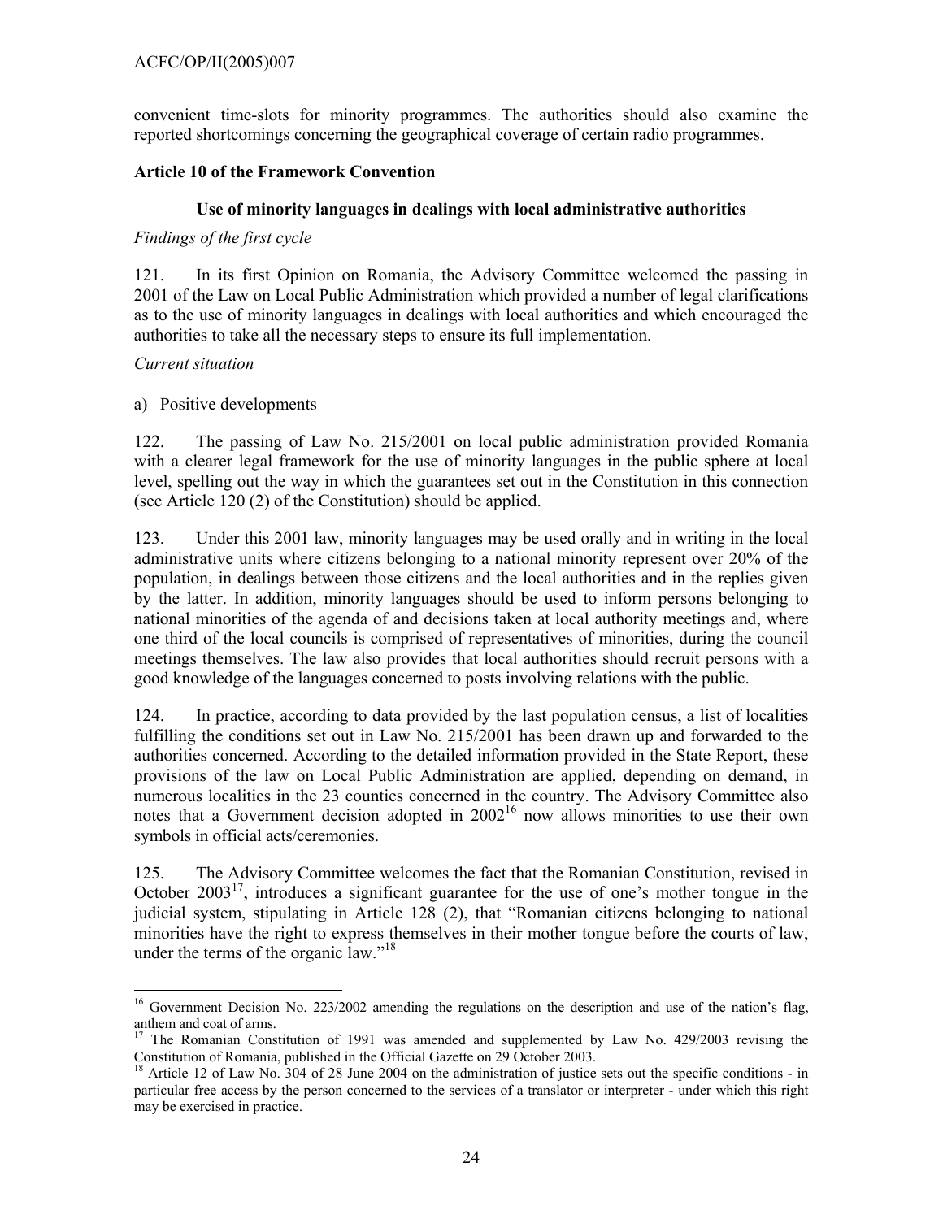convenient time-slots for minority programmes. The authorities should also examine the reported shortcomings concerning the geographical coverage of certain radio programmes.

**Article 10 of the Framework Convention**

**Use of minority languages in dealings with local administrative authorities**

*Findings of the first cycle*

121. In its first Opinion on Romania, the Advisory Committee welcomed the passing in 2001 of the Law on Local Public Administration which provided a number of legal clarifications as to the use of minority languages in dealings with local authorities and which encouraged the authorities to take all the necessary steps to ensure its full implementation.

*Current situation*

a) Positive developments

122. The passing of Law No. 215/2001 on local public administration provided Romania with a clearer legal framework for the use of minority languages in the public sphere at local level, spelling out the way in which the guarantees set out in the Constitution in this connection (see Article 120 (2) of the Constitution) should be applied.

123. Under this 2001 law, minority languages may be used orally and in writing in the local administrative units where citizens belonging to a national minority represent over 20% of the population, in dealings between those citizens and the local authorities and in the replies given by the latter. In addition, minority languages should be used to inform persons belonging to national minorities of the agenda of and decisions taken at local authority meetings and, where one third of the local councils is comprised of representatives of minorities, during the council meetings themselves. The law also provides that local authorities should recruit persons with a good knowledge of the languages concerned to posts involving relations with the public.

124. In practice, according to data provided by the last population census, a list of localities fulfilling the conditions set out in Law No. 215/2001 has been drawn up and forwarded to the authorities concerned. According to the detailed information provided in the State Report, these provisions of the law on Local Public Administration are applied, depending on demand, in numerous localities in the 23 counties concerned in the country. The Advisory Committee also notes that a Government decision adopted in 2002[16] now allows minorities to use their own symbols in official acts/ceremonies.

125. The Advisory Committee welcomes the fact that the Romanian Constitution, revised in October 2003[17], introduces a significant guarantee for the use of one's mother tongue in the judicial system, stipulating in Article 128 (2), that "Romanian citizens belonging to national minorities have the right to express themselves in their mother tongue before the courts of law, under the terms of the organic law."[18]

---

[16] Government Decision No. 223/2002 amending the regulations on the description and use of the nation's flag, anthem and coat of arms.

[17] The Romanian Constitution of 1991 was amended and supplemented by Law No. 429/2003 revising the Constitution of Romania, published in the Official Gazette on 29 October 2003.

[18] Article 12 of Law No. 304 of 28 June 2004 on the administration of justice sets out the specific conditions - in particular free access by the person concerned to the services of a translator or interpreter - under which this right may be exercised in practice.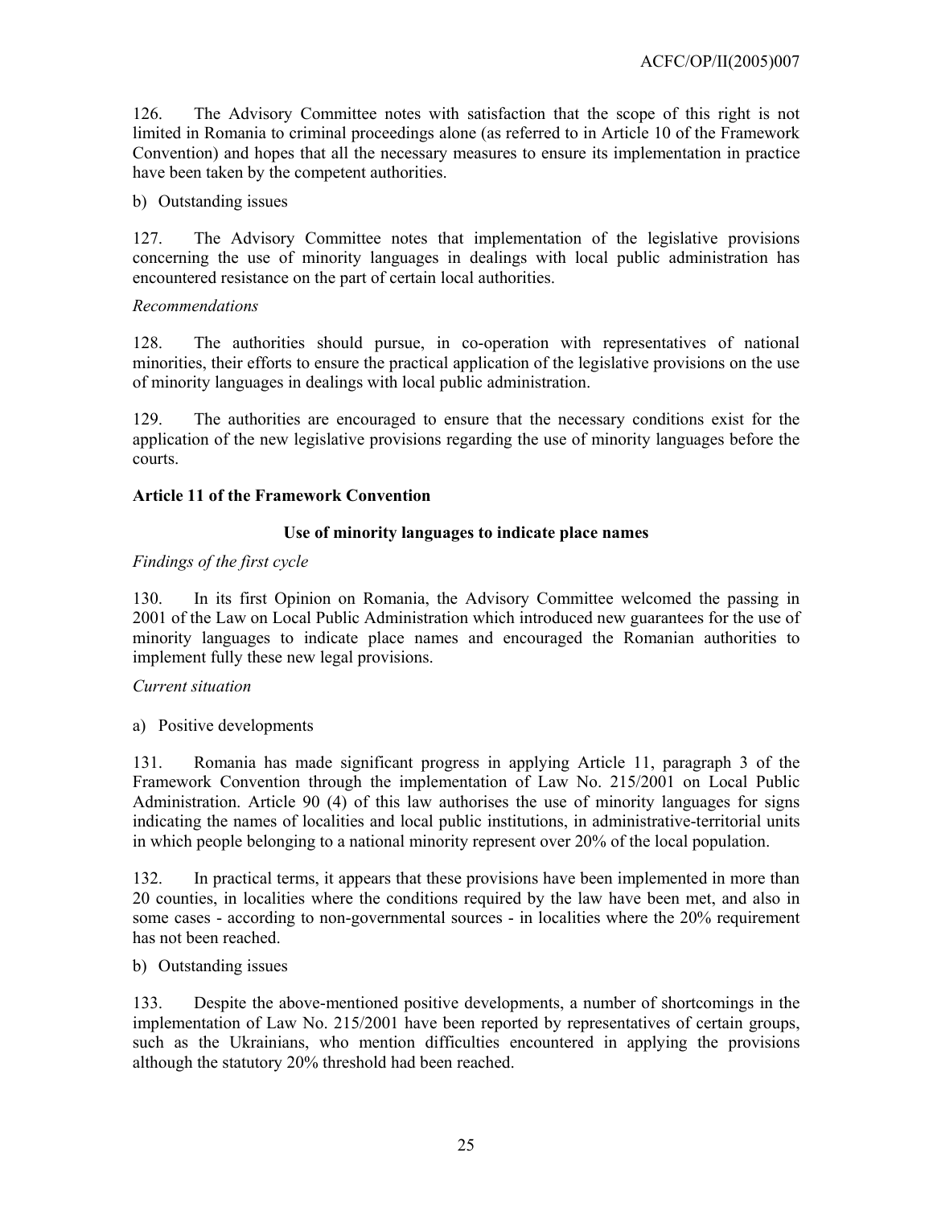126. The Advisory Committee notes with satisfaction that the scope of this right is not limited in Romania to criminal proceedings alone (as referred to in Article 10 of the Framework Convention) and hopes that all the necessary measures to ensure its implementation in practice have been taken by the competent authorities.

b) Outstanding issues

127. The Advisory Committee notes that implementation of the legislative provisions concerning the use of minority languages in dealings with local public administration has encountered resistance on the part of certain local authorities.

*Recommendations*

128. The authorities should pursue, in co-operation with representatives of national minorities, their efforts to ensure the practical application of the legislative provisions on the use of minority languages in dealings with local public administration.

129. The authorities are encouraged to ensure that the necessary conditions exist for the application of the new legislative provisions regarding the use of minority languages before the courts.

**Article 11 of the Framework Convention**

**Use of minority languages to indicate place names**

*Findings of the first cycle*

130. In its first Opinion on Romania, the Advisory Committee welcomed the passing in 2001 of the Law on Local Public Administration which introduced new guarantees for the use of minority languages to indicate place names and encouraged the Romanian authorities to implement fully these new legal provisions.

*Current situation*

a) Positive developments

131. Romania has made significant progress in applying Article 11, paragraph 3 of the Framework Convention through the implementation of Law No. 215/2001 on Local Public Administration. Article 90 (4) of this law authorises the use of minority languages for signs indicating the names of localities and local public institutions, in administrative-territorial units in which people belonging to a national minority represent over 20% of the local population.

132. In practical terms, it appears that these provisions have been implemented in more than 20 counties, in localities where the conditions required by the law have been met, and also in some cases - according to non-governmental sources - in localities where the 20% requirement has not been reached.

b) Outstanding issues

133. Despite the above-mentioned positive developments, a number of shortcomings in the implementation of Law No. 215/2001 have been reported by representatives of certain groups, such as the Ukrainians, who mention difficulties encountered in applying the provisions although the statutory 20% threshold had been reached.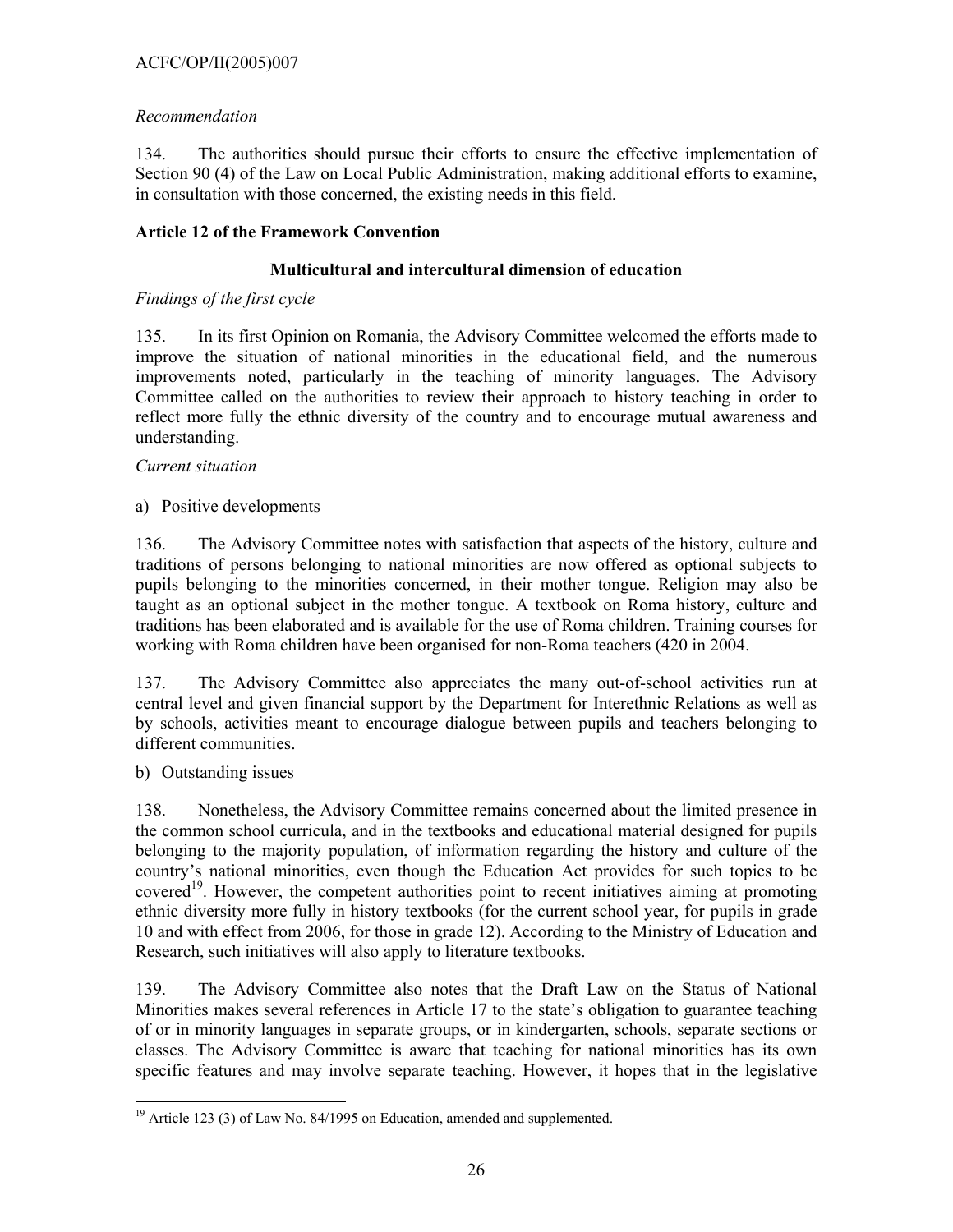*Recommendation*

134. The authorities should pursue their efforts to ensure the effective implementation of Section 90 (4) of the Law on Local Public Administration, making additional efforts to examine, in consultation with those concerned, the existing needs in this field.

**Article 12 of the Framework Convention**

**Multicultural and intercultural dimension of education**

*Findings of the first cycle*

135. In its first Opinion on Romania, the Advisory Committee welcomed the efforts made to improve the situation of national minorities in the educational field, and the numerous improvements noted, particularly in the teaching of minority languages. The Advisory Committee called on the authorities to review their approach to history teaching in order to reflect more fully the ethnic diversity of the country and to encourage mutual awareness and understanding.

*Current situation*

a) Positive developments

136. The Advisory Committee notes with satisfaction that aspects of the history, culture and traditions of persons belonging to national minorities are now offered as optional subjects to pupils belonging to the minorities concerned, in their mother tongue. Religion may also be taught as an optional subject in the mother tongue. A textbook on Roma history, culture and traditions has been elaborated and is available for the use of Roma children. Training courses for working with Roma children have been organised for non-Roma teachers (420 in 2004.

137. The Advisory Committee also appreciates the many out-of-school activities run at central level and given financial support by the Department for Interethnic Relations as well as by schools, activities meant to encourage dialogue between pupils and teachers belonging to different communities.

b) Outstanding issues

138. Nonetheless, the Advisory Committee remains concerned about the limited presence in the common school curricula, and in the textbooks and educational material designed for pupils belonging to the majority population, of information regarding the history and culture of the country's national minorities, even though the Education Act provides for such topics to be covered[19]. However, the competent authorities point to recent initiatives aiming at promoting ethnic diversity more fully in history textbooks (for the current school year, for pupils in grade 10 and with effect from 2006, for those in grade 12). According to the Ministry of Education and Research, such initiatives will also apply to literature textbooks.

139. The Advisory Committee also notes that the Draft Law on the Status of National Minorities makes several references in Article 17 to the state's obligation to guarantee teaching of or in minority languages in separate groups, or in kindergarten, schools, separate sections or classes. The Advisory Committee is aware that teaching for national minorities has its own specific features and may involve separate teaching. However, it hopes that in the legislative

[19] Article 123 (3) of Law No. 84/1995 on Education, amended and supplemented.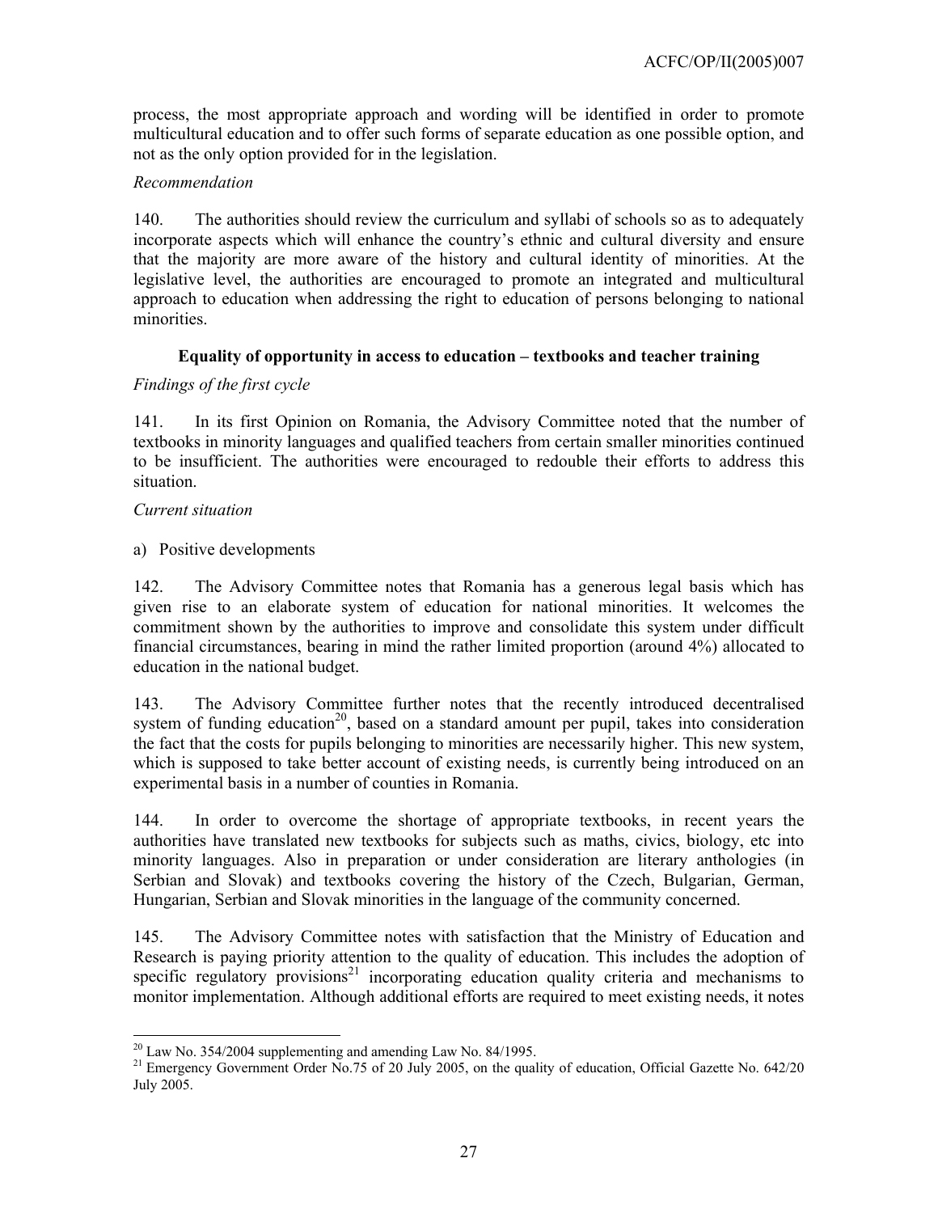process, the most appropriate approach and wording will be identified in order to promote multicultural education and to offer such forms of separate education as one possible option, and not as the only option provided for in the legislation.

*Recommendation*

140. The authorities should review the curriculum and syllabi of schools so as to adequately incorporate aspects which will enhance the country's ethnic and cultural diversity and ensure that the majority are more aware of the history and cultural identity of minorities. At the legislative level, the authorities are encouraged to promote an integrated and multicultural approach to education when addressing the right to education of persons belonging to national minorities.

**Equality of opportunity in access to education – textbooks and teacher training**

*Findings of the first cycle*

141. In its first Opinion on Romania, the Advisory Committee noted that the number of textbooks in minority languages and qualified teachers from certain smaller minorities continued to be insufficient. The authorities were encouraged to redouble their efforts to address this situation.

*Current situation*

a) Positive developments

142. The Advisory Committee notes that Romania has a generous legal basis which has given rise to an elaborate system of education for national minorities. It welcomes the commitment shown by the authorities to improve and consolidate this system under difficult financial circumstances, bearing in mind the rather limited proportion (around 4%) allocated to education in the national budget.

143. The Advisory Committee further notes that the recently introduced decentralised system of funding education[20], based on a standard amount per pupil, takes into consideration the fact that the costs for pupils belonging to minorities are necessarily higher. This new system, which is supposed to take better account of existing needs, is currently being introduced on an experimental basis in a number of counties in Romania.

144. In order to overcome the shortage of appropriate textbooks, in recent years the authorities have translated new textbooks for subjects such as maths, civics, biology, etc into minority languages. Also in preparation or under consideration are literary anthologies (in Serbian and Slovak) and textbooks covering the history of the Czech, Bulgarian, German, Hungarian, Serbian and Slovak minorities in the language of the community concerned.

145. The Advisory Committee notes with satisfaction that the Ministry of Education and Research is paying priority attention to the quality of education. This includes the adoption of specific regulatory provisions[21] incorporating education quality criteria and mechanisms to monitor implementation. Although additional efforts are required to meet existing needs, it notes

---

[20] Law No. 354/2004 supplementing and amending Law No. 84/1995.

[21] Emergency Government Order No.75 of 20 July 2005, on the quality of education, Official Gazette No. 642/20 July 2005.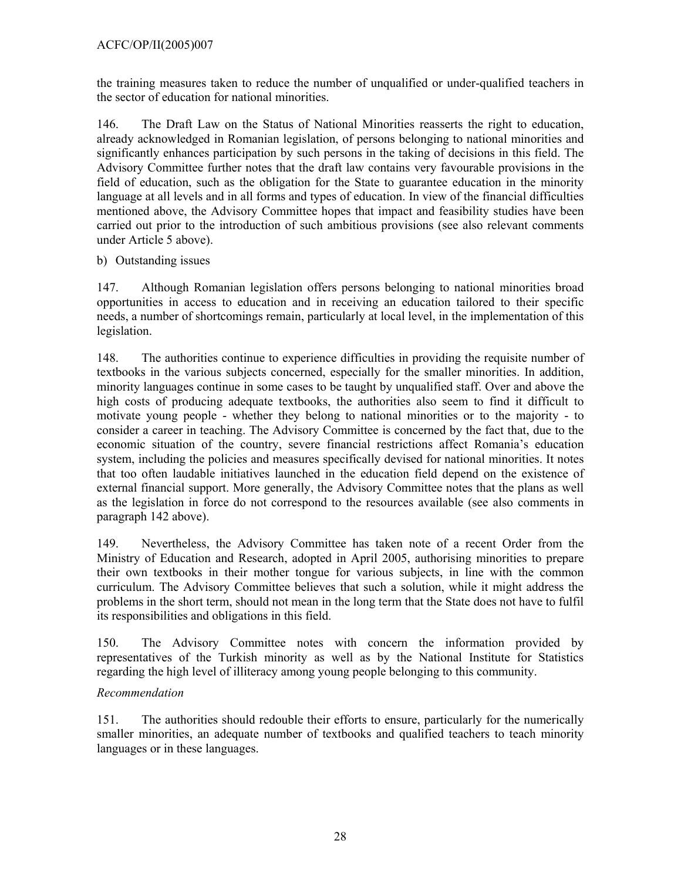the training measures taken to reduce the number of unqualified or under-qualified teachers in the sector of education for national minorities.

146. The Draft Law on the Status of National Minorities reasserts the right to education, already acknowledged in Romanian legislation, of persons belonging to national minorities and significantly enhances participation by such persons in the taking of decisions in this field. The Advisory Committee further notes that the draft law contains very favourable provisions in the field of education, such as the obligation for the State to guarantee education in the minority language at all levels and in all forms and types of education. In view of the financial difficulties mentioned above, the Advisory Committee hopes that impact and feasibility studies have been carried out prior to the introduction of such ambitious provisions (see also relevant comments under Article 5 above).

b) Outstanding issues

147. Although Romanian legislation offers persons belonging to national minorities broad opportunities in access to education and in receiving an education tailored to their specific needs, a number of shortcomings remain, particularly at local level, in the implementation of this legislation.

148. The authorities continue to experience difficulties in providing the requisite number of textbooks in the various subjects concerned, especially for the smaller minorities. In addition, minority languages continue in some cases to be taught by unqualified staff. Over and above the high costs of producing adequate textbooks, the authorities also seem to find it difficult to motivate young people - whether they belong to national minorities or to the majority - to consider a career in teaching. The Advisory Committee is concerned by the fact that, due to the economic situation of the country, severe financial restrictions affect Romania's education system, including the policies and measures specifically devised for national minorities. It notes that too often laudable initiatives launched in the education field depend on the existence of external financial support. More generally, the Advisory Committee notes that the plans as well as the legislation in force do not correspond to the resources available (see also comments in paragraph 142 above).

149. Nevertheless, the Advisory Committee has taken note of a recent Order from the Ministry of Education and Research, adopted in April 2005, authorising minorities to prepare their own textbooks in their mother tongue for various subjects, in line with the common curriculum. The Advisory Committee believes that such a solution, while it might address the problems in the short term, should not mean in the long term that the State does not have to fulfil its responsibilities and obligations in this field.

150. The Advisory Committee notes with concern the information provided by representatives of the Turkish minority as well as by the National Institute for Statistics regarding the high level of illiteracy among young people belonging to this community.

*Recommendation*

151. The authorities should redouble their efforts to ensure, particularly for the numerically smaller minorities, an adequate number of textbooks and qualified teachers to teach minority languages or in these languages.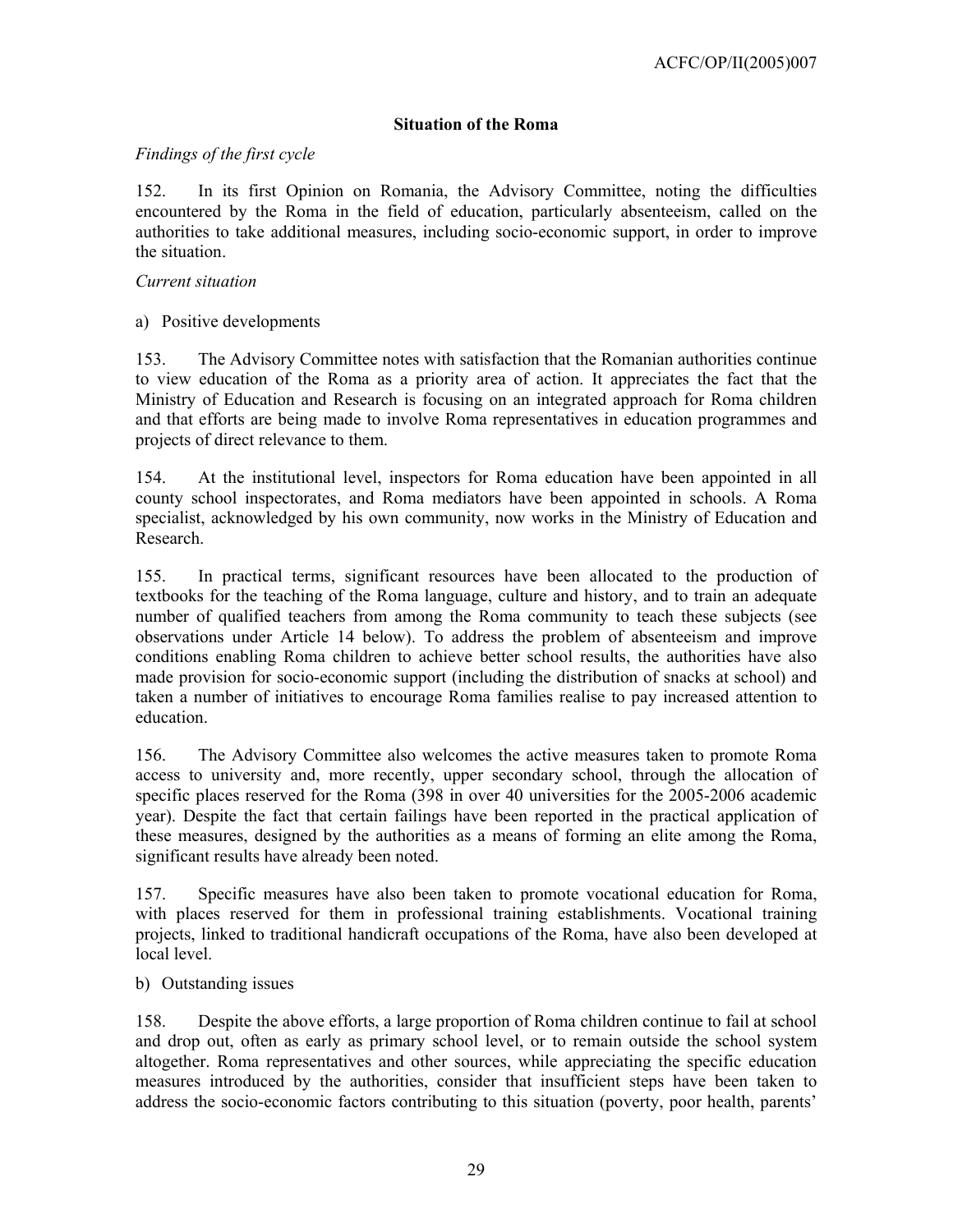### Situation of the Roma

*Findings of the first cycle*

152. In its first Opinion on Romania, the Advisory Committee, noting the difficulties encountered by the Roma in the field of education, particularly absenteeism, called on the authorities to take additional measures, including socio-economic support, in order to improve the situation.

*Current situation*

a) Positive developments

153. The Advisory Committee notes with satisfaction that the Romanian authorities continue to view education of the Roma as a priority area of action. It appreciates the fact that the Ministry of Education and Research is focusing on an integrated approach for Roma children and that efforts are being made to involve Roma representatives in education programmes and projects of direct relevance to them.

154. At the institutional level, inspectors for Roma education have been appointed in all county school inspectorates, and Roma mediators have been appointed in schools. A Roma specialist, acknowledged by his own community, now works in the Ministry of Education and Research.

155. In practical terms, significant resources have been allocated to the production of textbooks for the teaching of the Roma language, culture and history, and to train an adequate number of qualified teachers from among the Roma community to teach these subjects (see observations under Article 14 below). To address the problem of absenteeism and improve conditions enabling Roma children to achieve better school results, the authorities have also made provision for socio-economic support (including the distribution of snacks at school) and taken a number of initiatives to encourage Roma families realise to pay increased attention to education.

156. The Advisory Committee also welcomes the active measures taken to promote Roma access to university and, more recently, upper secondary school, through the allocation of specific places reserved for the Roma (398 in over 40 universities for the 2005-2006 academic year). Despite the fact that certain failings have been reported in the practical application of these measures, designed by the authorities as a means of forming an elite among the Roma, significant results have already been noted.

157. Specific measures have also been taken to promote vocational education for Roma, with places reserved for them in professional training establishments. Vocational training projects, linked to traditional handicraft occupations of the Roma, have also been developed at local level.

b) Outstanding issues

158. Despite the above efforts, a large proportion of Roma children continue to fail at school and drop out, often as early as primary school level, or to remain outside the school system altogether. Roma representatives and other sources, while appreciating the specific education measures introduced by the authorities, consider that insufficient steps have been taken to address the socio-economic factors contributing to this situation (poverty, poor health, parents'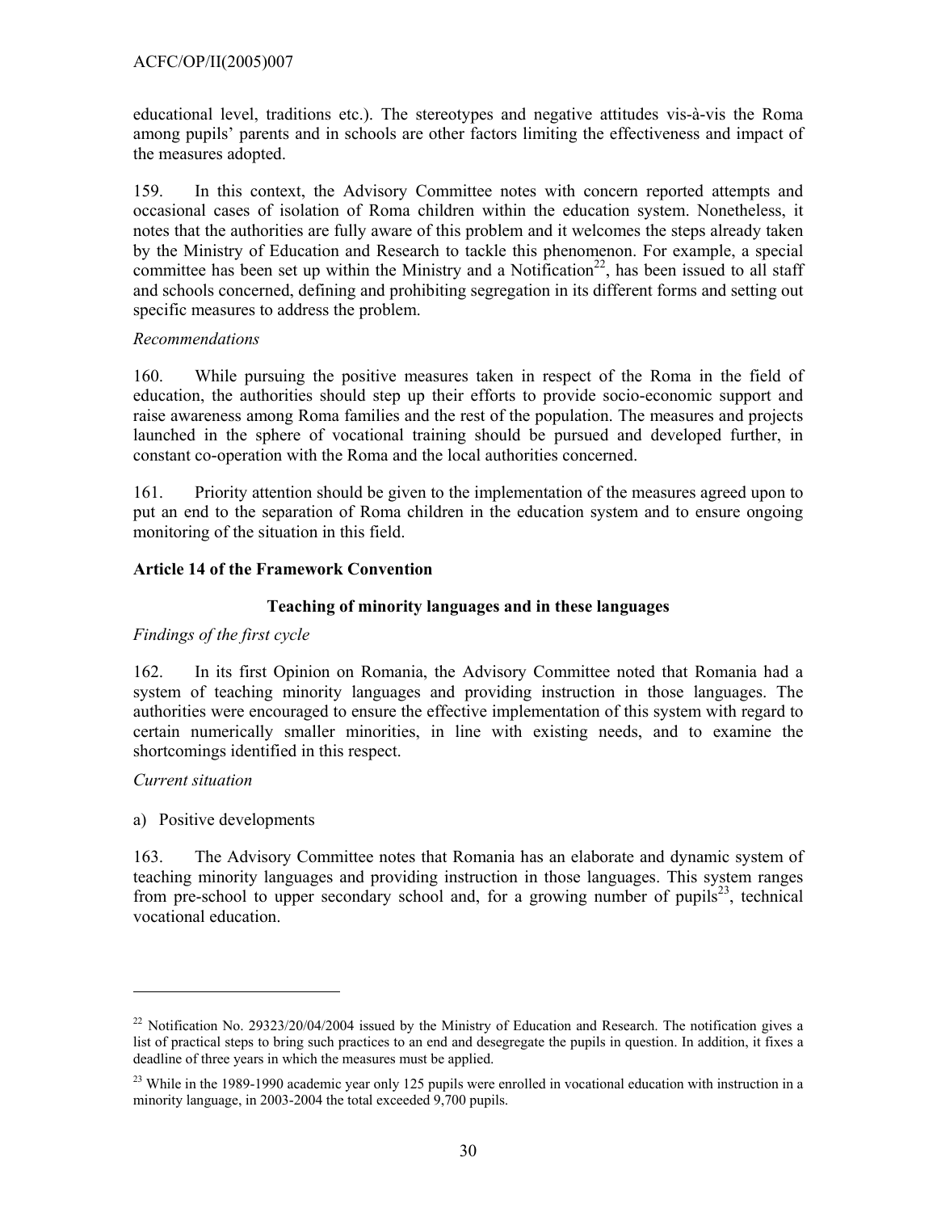educational level, traditions etc.). The stereotypes and negative attitudes vis-à-vis the Roma among pupils' parents and in schools are other factors limiting the effectiveness and impact of the measures adopted.

159. In this context, the Advisory Committee notes with concern reported attempts and occasional cases of isolation of Roma children within the education system. Nonetheless, it notes that the authorities are fully aware of this problem and it welcomes the steps already taken by the Ministry of Education and Research to tackle this phenomenon. For example, a special committee has been set up within the Ministry and a Notification[22], has been issued to all staff and schools concerned, defining and prohibiting segregation in its different forms and setting out specific measures to address the problem.

*Recommendations*

160. While pursuing the positive measures taken in respect of the Roma in the field of education, the authorities should step up their efforts to provide socio-economic support and raise awareness among Roma families and the rest of the population. The measures and projects launched in the sphere of vocational training should be pursued and developed further, in constant co-operation with the Roma and the local authorities concerned.

161. Priority attention should be given to the implementation of the measures agreed upon to put an end to the separation of Roma children in the education system and to ensure ongoing monitoring of the situation in this field.

**Article 14 of the Framework Convention**

**Teaching of minority languages and in these languages**

*Findings of the first cycle*

162. In its first Opinion on Romania, the Advisory Committee noted that Romania had a system of teaching minority languages and providing instruction in those languages. The authorities were encouraged to ensure the effective implementation of this system with regard to certain numerically smaller minorities, in line with existing needs, and to examine the shortcomings identified in this respect.

*Current situation*

a) Positive developments

163. The Advisory Committee notes that Romania has an elaborate and dynamic system of teaching minority languages and providing instruction in those languages. This system ranges from pre-school to upper secondary school and, for a growing number of pupils[23], technical vocational education.

---

[22] Notification No. 29323/20/04/2004 issued by the Ministry of Education and Research. The notification gives a list of practical steps to bring such practices to an end and desegregate the pupils in question. In addition, it fixes a deadline of three years in which the measures must be applied.

[23] While in the 1989-1990 academic year only 125 pupils were enrolled in vocational education with instruction in a minority language, in 2003-2004 the total exceeded 9,700 pupils.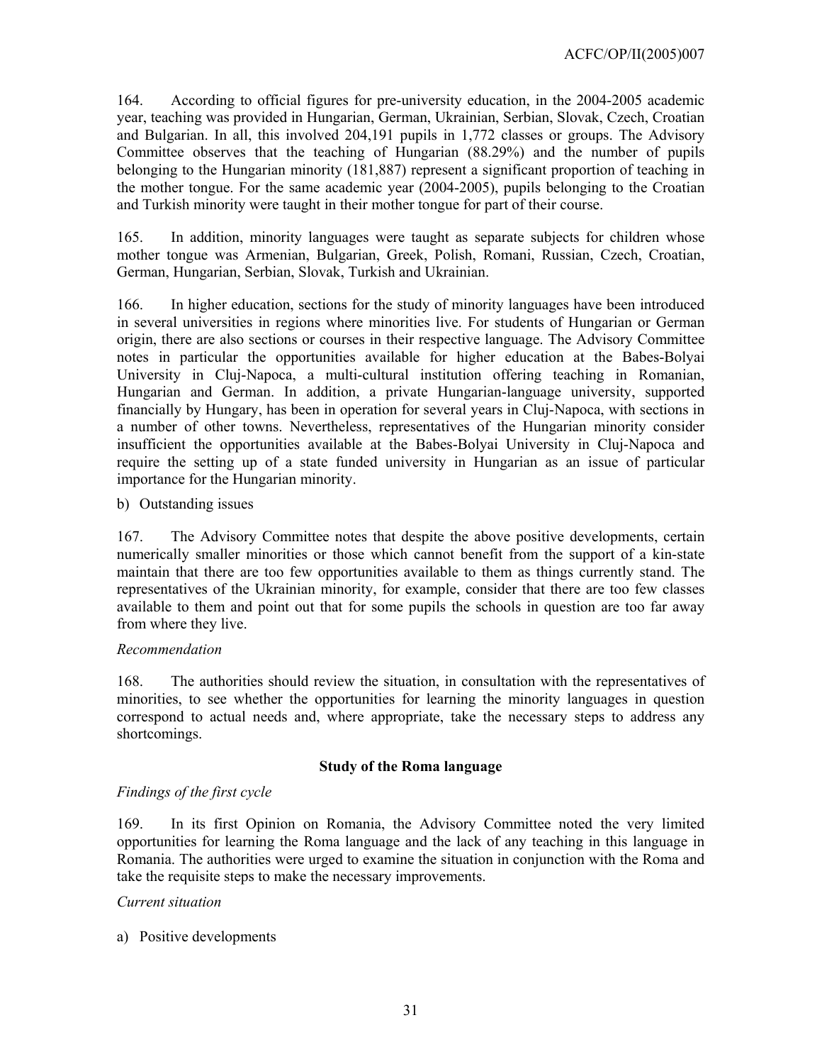164. According to official figures for pre-university education, in the 2004-2005 academic year, teaching was provided in Hungarian, German, Ukrainian, Serbian, Slovak, Czech, Croatian and Bulgarian. In all, this involved 204,191 pupils in 1,772 classes or groups. The Advisory Committee observes that the teaching of Hungarian (88.29%) and the number of pupils belonging to the Hungarian minority (181,887) represent a significant proportion of teaching in the mother tongue. For the same academic year (2004-2005), pupils belonging to the Croatian and Turkish minority were taught in their mother tongue for part of their course.

165. In addition, minority languages were taught as separate subjects for children whose mother tongue was Armenian, Bulgarian, Greek, Polish, Romani, Russian, Czech, Croatian, German, Hungarian, Serbian, Slovak, Turkish and Ukrainian.

166. In higher education, sections for the study of minority languages have been introduced in several universities in regions where minorities live. For students of Hungarian or German origin, there are also sections or courses in their respective language. The Advisory Committee notes in particular the opportunities available for higher education at the Babes-Bolyai University in Cluj-Napoca, a multi-cultural institution offering teaching in Romanian, Hungarian and German. In addition, a private Hungarian-language university, supported financially by Hungary, has been in operation for several years in Cluj-Napoca, with sections in a number of other towns. Nevertheless, representatives of the Hungarian minority consider insufficient the opportunities available at the Babes-Bolyai University in Cluj-Napoca and require the setting up of a state funded university in Hungarian as an issue of particular importance for the Hungarian minority.

b) Outstanding issues

167. The Advisory Committee notes that despite the above positive developments, certain numerically smaller minorities or those which cannot benefit from the support of a kin-state maintain that there are too few opportunities available to them as things currently stand. The representatives of the Ukrainian minority, for example, consider that there are too few classes available to them and point out that for some pupils the schools in question are too far away from where they live.

*Recommendation*

168. The authorities should review the situation, in consultation with the representatives of minorities, to see whether the opportunities for learning the minority languages in question correspond to actual needs and, where appropriate, take the necessary steps to address any shortcomings.

### Study of the Roma language

*Findings of the first cycle*

169. In its first Opinion on Romania, the Advisory Committee noted the very limited opportunities for learning the Roma language and the lack of any teaching in this language in Romania. The authorities were urged to examine the situation in conjunction with the Roma and take the requisite steps to make the necessary improvements.

*Current situation*

a) Positive developments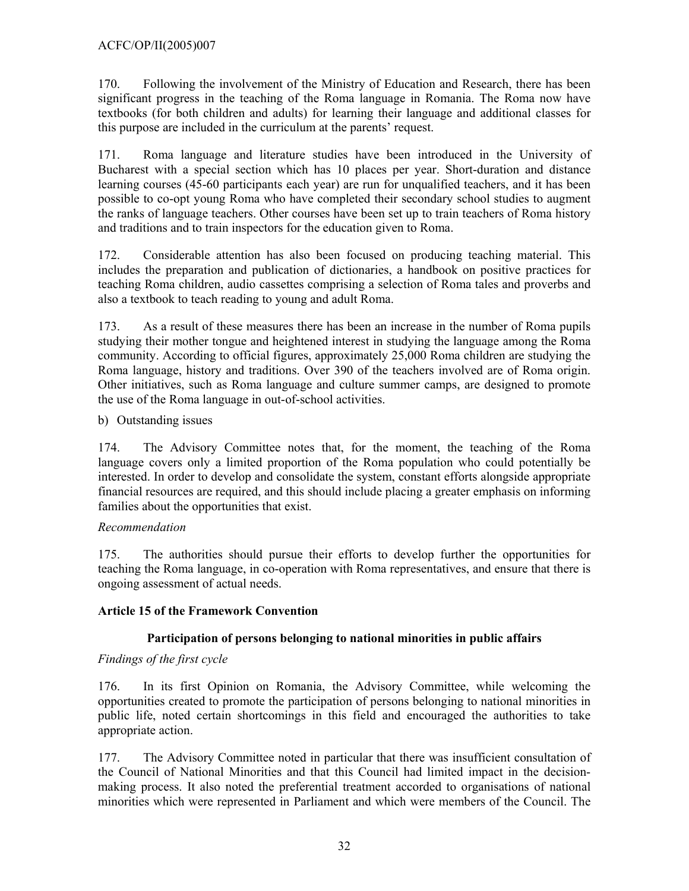170. Following the involvement of the Ministry of Education and Research, there has been significant progress in the teaching of the Roma language in Romania. The Roma now have textbooks (for both children and adults) for learning their language and additional classes for this purpose are included in the curriculum at the parents' request.

171. Roma language and literature studies have been introduced in the University of Bucharest with a special section which has 10 places per year. Short-duration and distance learning courses (45-60 participants each year) are run for unqualified teachers, and it has been possible to co-opt young Roma who have completed their secondary school studies to augment the ranks of language teachers. Other courses have been set up to train teachers of Roma history and traditions and to train inspectors for the education given to Roma.

172. Considerable attention has also been focused on producing teaching material. This includes the preparation and publication of dictionaries, a handbook on positive practices for teaching Roma children, audio cassettes comprising a selection of Roma tales and proverbs and also a textbook to teach reading to young and adult Roma.

173. As a result of these measures there has been an increase in the number of Roma pupils studying their mother tongue and heightened interest in studying the language among the Roma community. According to official figures, approximately 25,000 Roma children are studying the Roma language, history and traditions. Over 390 of the teachers involved are of Roma origin. Other initiatives, such as Roma language and culture summer camps, are designed to promote the use of the Roma language in out-of-school activities.

b) Outstanding issues

174. The Advisory Committee notes that, for the moment, the teaching of the Roma language covers only a limited proportion of the Roma population who could potentially be interested. In order to develop and consolidate the system, constant efforts alongside appropriate financial resources are required, and this should include placing a greater emphasis on informing families about the opportunities that exist.

*Recommendation*

175. The authorities should pursue their efforts to develop further the opportunities for teaching the Roma language, in co-operation with Roma representatives, and ensure that there is ongoing assessment of actual needs.

**Article 15 of the Framework Convention**

**Participation of persons belonging to national minorities in public affairs**

*Findings of the first cycle*

176. In its first Opinion on Romania, the Advisory Committee, while welcoming the opportunities created to promote the participation of persons belonging to national minorities in public life, noted certain shortcomings in this field and encouraged the authorities to take appropriate action.

177. The Advisory Committee noted in particular that there was insufficient consultation of the Council of National Minorities and that this Council had limited impact in the decision-making process. It also noted the preferential treatment accorded to organisations of national minorities which were represented in Parliament and which were members of the Council. The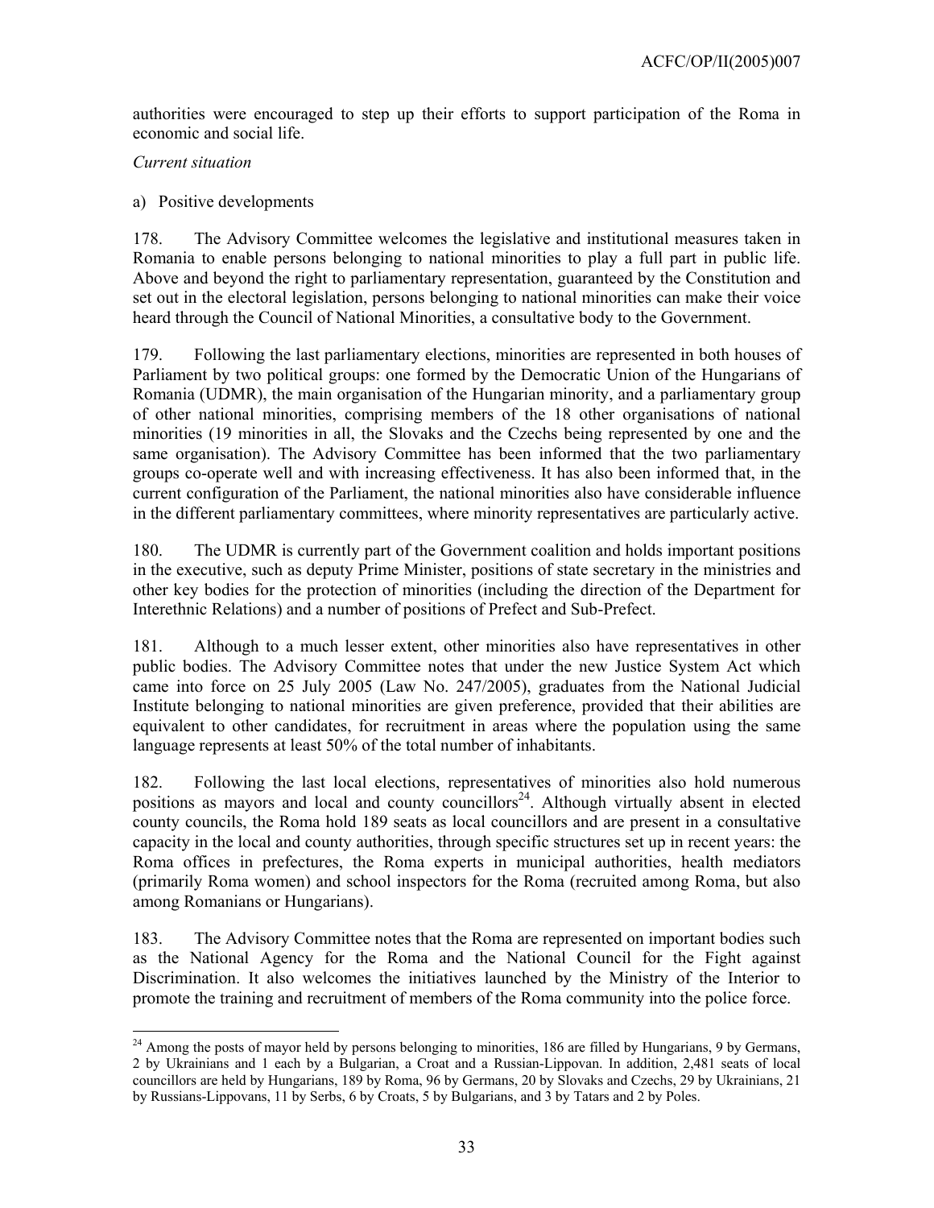authorities were encouraged to step up their efforts to support participation of the Roma in economic and social life.

*Current situation*

a) Positive developments

178. The Advisory Committee welcomes the legislative and institutional measures taken in Romania to enable persons belonging to national minorities to play a full part in public life. Above and beyond the right to parliamentary representation, guaranteed by the Constitution and set out in the electoral legislation, persons belonging to national minorities can make their voice heard through the Council of National Minorities, a consultative body to the Government.

179. Following the last parliamentary elections, minorities are represented in both houses of Parliament by two political groups: one formed by the Democratic Union of the Hungarians of Romania (UDMR), the main organisation of the Hungarian minority, and a parliamentary group of other national minorities, comprising members of the 18 other organisations of national minorities (19 minorities in all, the Slovaks and the Czechs being represented by one and the same organisation). The Advisory Committee has been informed that the two parliamentary groups co-operate well and with increasing effectiveness. It has also been informed that, in the current configuration of the Parliament, the national minorities also have considerable influence in the different parliamentary committees, where minority representatives are particularly active.

180. The UDMR is currently part of the Government coalition and holds important positions in the executive, such as deputy Prime Minister, positions of state secretary in the ministries and other key bodies for the protection of minorities (including the direction of the Department for Interethnic Relations) and a number of positions of Prefect and Sub-Prefect.

181. Although to a much lesser extent, other minorities also have representatives in other public bodies. The Advisory Committee notes that under the new Justice System Act which came into force on 25 July 2005 (Law No. 247/2005), graduates from the National Judicial Institute belonging to national minorities are given preference, provided that their abilities are equivalent to other candidates, for recruitment in areas where the population using the same language represents at least 50% of the total number of inhabitants.

182. Following the last local elections, representatives of minorities also hold numerous positions as mayors and local and county councillors[24]. Although virtually absent in elected county councils, the Roma hold 189 seats as local councillors and are present in a consultative capacity in the local and county authorities, through specific structures set up in recent years: the Roma offices in prefectures, the Roma experts in municipal authorities, health mediators (primarily Roma women) and school inspectors for the Roma (recruited among Roma, but also among Romanians or Hungarians).

183. The Advisory Committee notes that the Roma are represented on important bodies such as the National Agency for the Roma and the National Council for the Fight against Discrimination. It also welcomes the initiatives launched by the Ministry of the Interior to promote the training and recruitment of members of the Roma community into the police force.

---

[24] Among the posts of mayor held by persons belonging to minorities, 186 are filled by Hungarians, 9 by Germans, 2 by Ukrainians and 1 each by a Bulgarian, a Croat and a Russian-Lippovan. In addition, 2,481 seats of local councillors are held by Hungarians, 189 by Roma, 96 by Germans, 20 by Slovaks and Czechs, 29 by Ukrainians, 21 by Russians-Lippovans, 11 by Serbs, 6 by Croats, 5 by Bulgarians, and 3 by Tatars and 2 by Poles.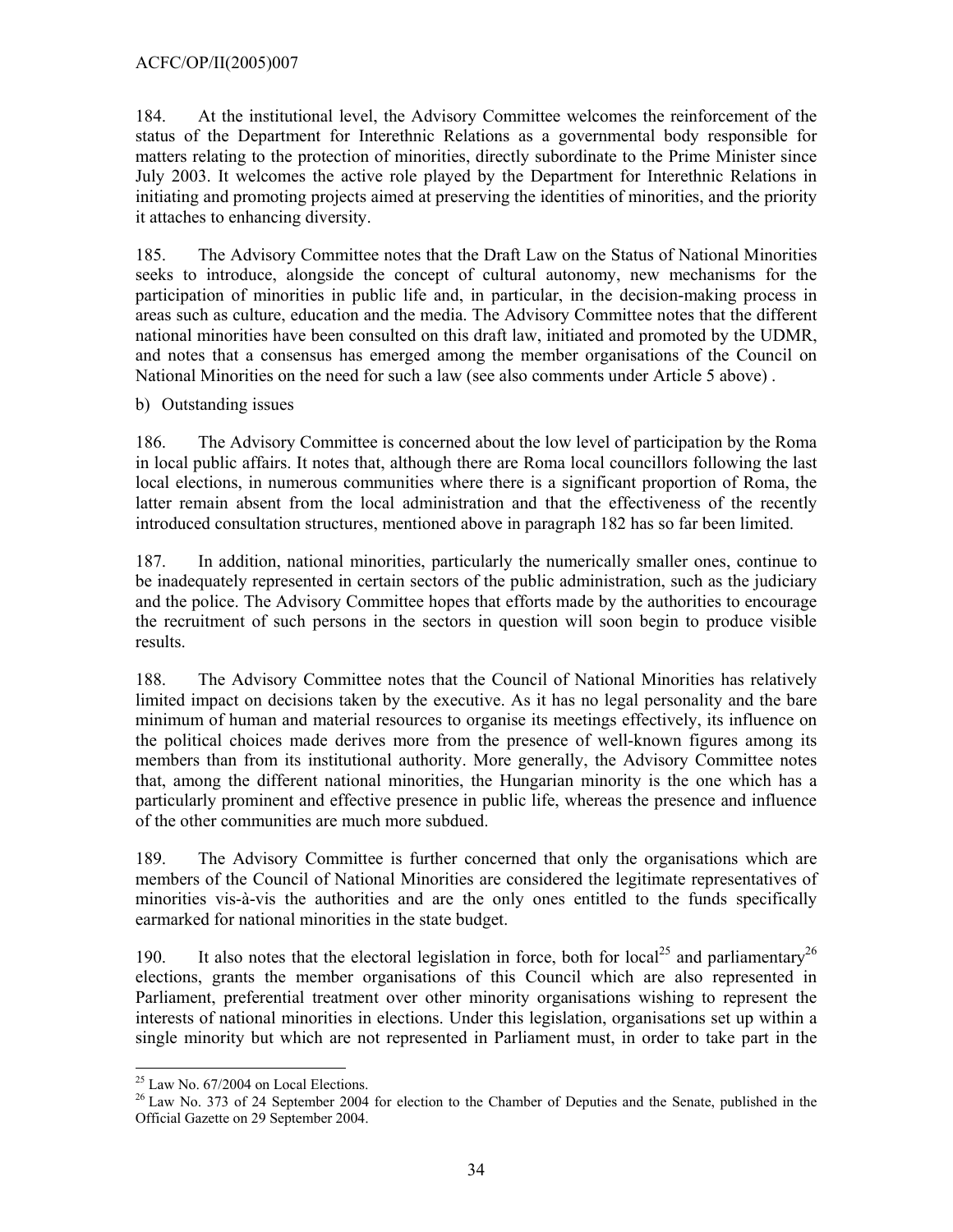184. At the institutional level, the Advisory Committee welcomes the reinforcement of the status of the Department for Interethnic Relations as a governmental body responsible for matters relating to the protection of minorities, directly subordinate to the Prime Minister since July 2003. It welcomes the active role played by the Department for Interethnic Relations in initiating and promoting projects aimed at preserving the identities of minorities, and the priority it attaches to enhancing diversity.

185. The Advisory Committee notes that the Draft Law on the Status of National Minorities seeks to introduce, alongside the concept of cultural autonomy, new mechanisms for the participation of minorities in public life and, in particular, in the decision-making process in areas such as culture, education and the media. The Advisory Committee notes that the different national minorities have been consulted on this draft law, initiated and promoted by the UDMR, and notes that a consensus has emerged among the member organisations of the Council on National Minorities on the need for such a law (see also comments under Article 5 above) .

b) Outstanding issues

186. The Advisory Committee is concerned about the low level of participation by the Roma in local public affairs. It notes that, although there are Roma local councillors following the last local elections, in numerous communities where there is a significant proportion of Roma, the latter remain absent from the local administration and that the effectiveness of the recently introduced consultation structures, mentioned above in paragraph 182 has so far been limited.

187. In addition, national minorities, particularly the numerically smaller ones, continue to be inadequately represented in certain sectors of the public administration, such as the judiciary and the police. The Advisory Committee hopes that efforts made by the authorities to encourage the recruitment of such persons in the sectors in question will soon begin to produce visible results.

188. The Advisory Committee notes that the Council of National Minorities has relatively limited impact on decisions taken by the executive. As it has no legal personality and the bare minimum of human and material resources to organise its meetings effectively, its influence on the political choices made derives more from the presence of well-known figures among its members than from its institutional authority. More generally, the Advisory Committee notes that, among the different national minorities, the Hungarian minority is the one which has a particularly prominent and effective presence in public life, whereas the presence and influence of the other communities are much more subdued.

189. The Advisory Committee is further concerned that only the organisations which are members of the Council of National Minorities are considered the legitimate representatives of minorities vis-à-vis the authorities and are the only ones entitled to the funds specifically earmarked for national minorities in the state budget.

190. It also notes that the electoral legislation in force, both for local[25] and parliamentary[26] elections, grants the member organisations of this Council which are also represented in Parliament, preferential treatment over other minority organisations wishing to represent the interests of national minorities in elections. Under this legislation, organisations set up within a single minority but which are not represented in Parliament must, in order to take part in the

---

[25] Law No. 67/2004 on Local Elections.

[26] Law No. 373 of 24 September 2004 for election to the Chamber of Deputies and the Senate, published in the Official Gazette on 29 September 2004.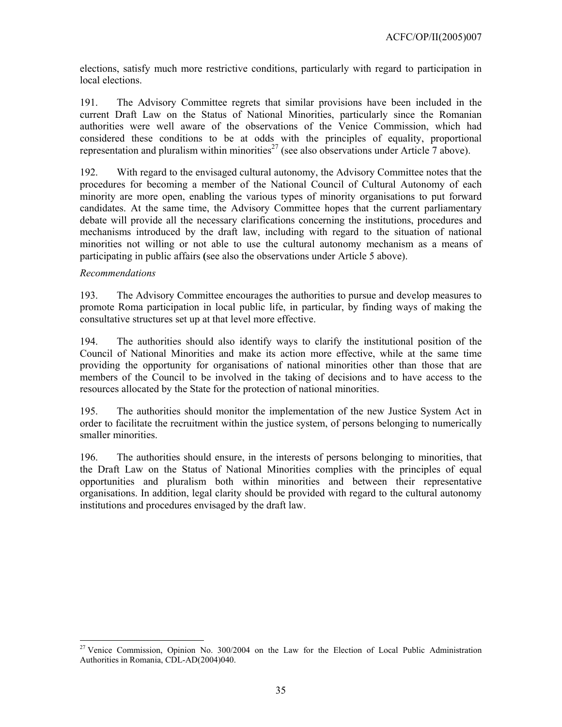elections, satisfy much more restrictive conditions, particularly with regard to participation in local elections.

191. The Advisory Committee regrets that similar provisions have been included in the current Draft Law on the Status of National Minorities, particularly since the Romanian authorities were well aware of the observations of the Venice Commission, which had considered these conditions to be at odds with the principles of equality, proportional representation and pluralism within minorities[27] (see also observations under Article 7 above).

192. With regard to the envisaged cultural autonomy, the Advisory Committee notes that the procedures for becoming a member of the National Council of Cultural Autonomy of each minority are more open, enabling the various types of minority organisations to put forward candidates. At the same time, the Advisory Committee hopes that the current parliamentary debate will provide all the necessary clarifications concerning the institutions, procedures and mechanisms introduced by the draft law, including with regard to the situation of national minorities not willing or not able to use the cultural autonomy mechanism as a means of participating in public affairs **(**see also the observations under Article 5 above).

*Recommendations*

193. The Advisory Committee encourages the authorities to pursue and develop measures to promote Roma participation in local public life, in particular, by finding ways of making the consultative structures set up at that level more effective.

194. The authorities should also identify ways to clarify the institutional position of the Council of National Minorities and make its action more effective, while at the same time providing the opportunity for organisations of national minorities other than those that are members of the Council to be involved in the taking of decisions and to have access to the resources allocated by the State for the protection of national minorities.

195. The authorities should monitor the implementation of the new Justice System Act in order to facilitate the recruitment within the justice system, of persons belonging to numerically smaller minorities.

196. The authorities should ensure, in the interests of persons belonging to minorities, that the Draft Law on the Status of National Minorities complies with the principles of equal opportunities and pluralism both within minorities and between their representative organisations. In addition, legal clarity should be provided with regard to the cultural autonomy institutions and procedures envisaged by the draft law.

---

[27] Venice Commission, Opinion No. 300/2004 on the Law for the Election of Local Public Administration Authorities in Romania, CDL-AD(2004)040.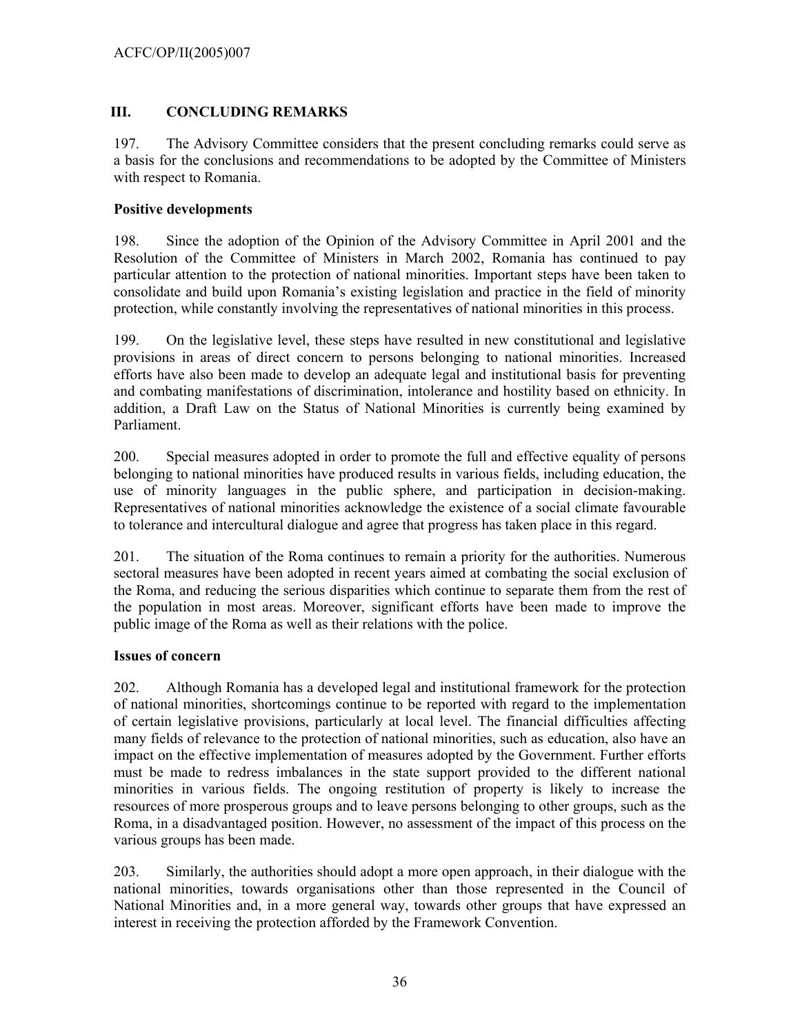## III. CONCLUDING REMARKS

197. The Advisory Committee considers that the present concluding remarks could serve as a basis for the conclusions and recommendations to be adopted by the Committee of Ministers with respect to Romania.

**Positive developments**

198. Since the adoption of the Opinion of the Advisory Committee in April 2001 and the Resolution of the Committee of Ministers in March 2002, Romania has continued to pay particular attention to the protection of national minorities. Important steps have been taken to consolidate and build upon Romania's existing legislation and practice in the field of minority protection, while constantly involving the representatives of national minorities in this process.

199. On the legislative level, these steps have resulted in new constitutional and legislative provisions in areas of direct concern to persons belonging to national minorities. Increased efforts have also been made to develop an adequate legal and institutional basis for preventing and combating manifestations of discrimination, intolerance and hostility based on ethnicity. In addition, a Draft Law on the Status of National Minorities is currently being examined by Parliament.

200. Special measures adopted in order to promote the full and effective equality of persons belonging to national minorities have produced results in various fields, including education, the use of minority languages in the public sphere, and participation in decision-making. Representatives of national minorities acknowledge the existence of a social climate favourable to tolerance and intercultural dialogue and agree that progress has taken place in this regard.

201. The situation of the Roma continues to remain a priority for the authorities. Numerous sectoral measures have been adopted in recent years aimed at combating the social exclusion of the Roma, and reducing the serious disparities which continue to separate them from the rest of the population in most areas. Moreover, significant efforts have been made to improve the public image of the Roma as well as their relations with the police.

**Issues of concern**

202. Although Romania has a developed legal and institutional framework for the protection of national minorities, shortcomings continue to be reported with regard to the implementation of certain legislative provisions, particularly at local level. The financial difficulties affecting many fields of relevance to the protection of national minorities, such as education, also have an impact on the effective implementation of measures adopted by the Government. Further efforts must be made to redress imbalances in the state support provided to the different national minorities in various fields. The ongoing restitution of property is likely to increase the resources of more prosperous groups and to leave persons belonging to other groups, such as the Roma, in a disadvantaged position. However, no assessment of the impact of this process on the various groups has been made.

203. Similarly, the authorities should adopt a more open approach, in their dialogue with the national minorities, towards organisations other than those represented in the Council of National Minorities and, in a more general way, towards other groups that have expressed an interest in receiving the protection afforded by the Framework Convention.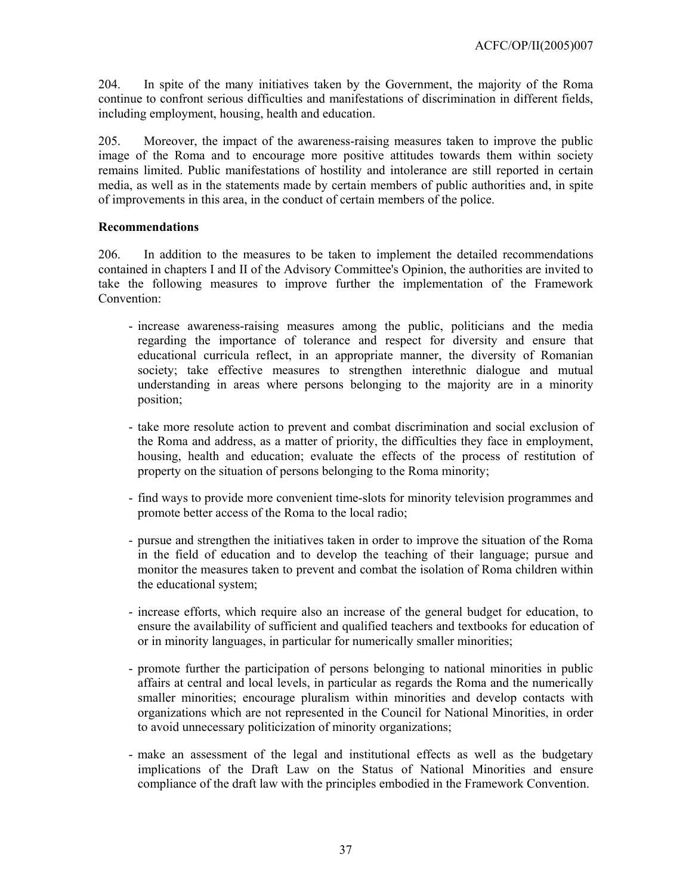204. In spite of the many initiatives taken by the Government, the majority of the Roma continue to confront serious difficulties and manifestations of discrimination in different fields, including employment, housing, health and education.

205. Moreover, the impact of the awareness-raising measures taken to improve the public image of the Roma and to encourage more positive attitudes towards them within society remains limited. Public manifestations of hostility and intolerance are still reported in certain media, as well as in the statements made by certain members of public authorities and, in spite of improvements in this area, in the conduct of certain members of the police.

**Recommendations**

206. In addition to the measures to be taken to implement the detailed recommendations contained in chapters I and II of the Advisory Committee's Opinion, the authorities are invited to take the following measures to improve further the implementation of the Framework Convention:

- increase awareness-raising measures among the public, politicians and the media regarding the importance of tolerance and respect for diversity and ensure that educational curricula reflect, in an appropriate manner, the diversity of Romanian society; take effective measures to strengthen interethnic dialogue and mutual understanding in areas where persons belonging to the majority are in a minority position;

- take more resolute action to prevent and combat discrimination and social exclusion of the Roma and address, as a matter of priority, the difficulties they face in employment, housing, health and education; evaluate the effects of the process of restitution of property on the situation of persons belonging to the Roma minority;

- find ways to provide more convenient time-slots for minority television programmes and promote better access of the Roma to the local radio;

- pursue and strengthen the initiatives taken in order to improve the situation of the Roma in the field of education and to develop the teaching of their language; pursue and monitor the measures taken to prevent and combat the isolation of Roma children within the educational system;

- increase efforts, which require also an increase of the general budget for education, to ensure the availability of sufficient and qualified teachers and textbooks for education of or in minority languages, in particular for numerically smaller minorities;

- promote further the participation of persons belonging to national minorities in public affairs at central and local levels, in particular as regards the Roma and the numerically smaller minorities; encourage pluralism within minorities and develop contacts with organizations which are not represented in the Council for National Minorities, in order to avoid unnecessary politicization of minority organizations;

- make an assessment of the legal and institutional effects as well as the budgetary implications of the Draft Law on the Status of National Minorities and ensure compliance of the draft law with the principles embodied in the Framework Convention.